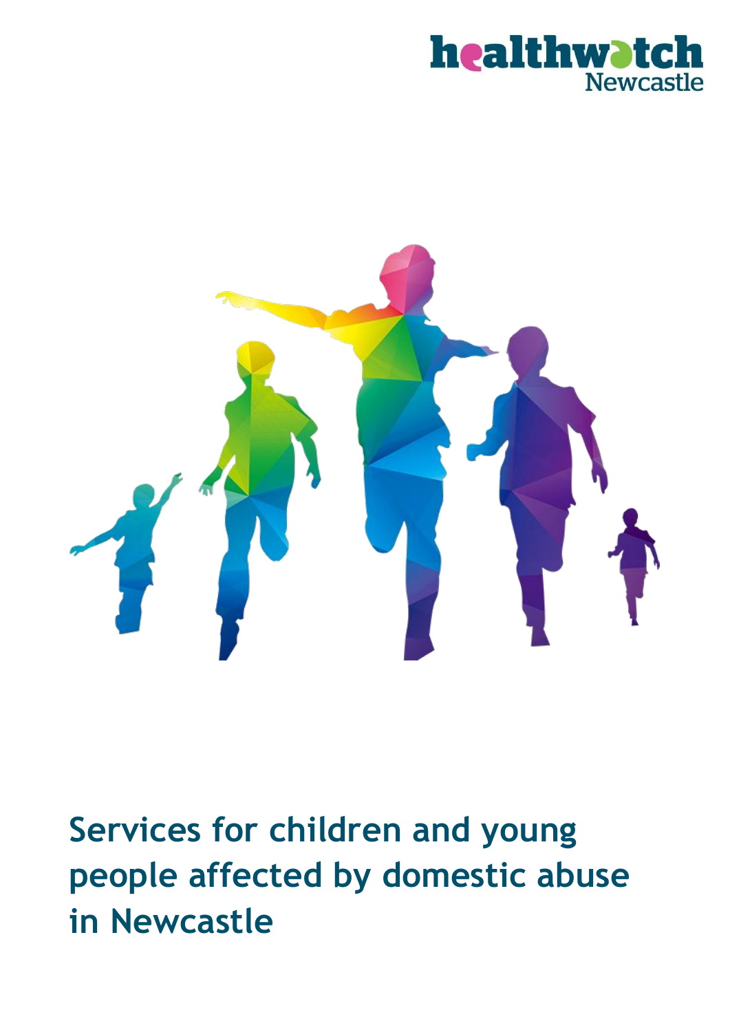healthwatch Newcastle

# Services for children and young people affected by domestic abuse in Newcastle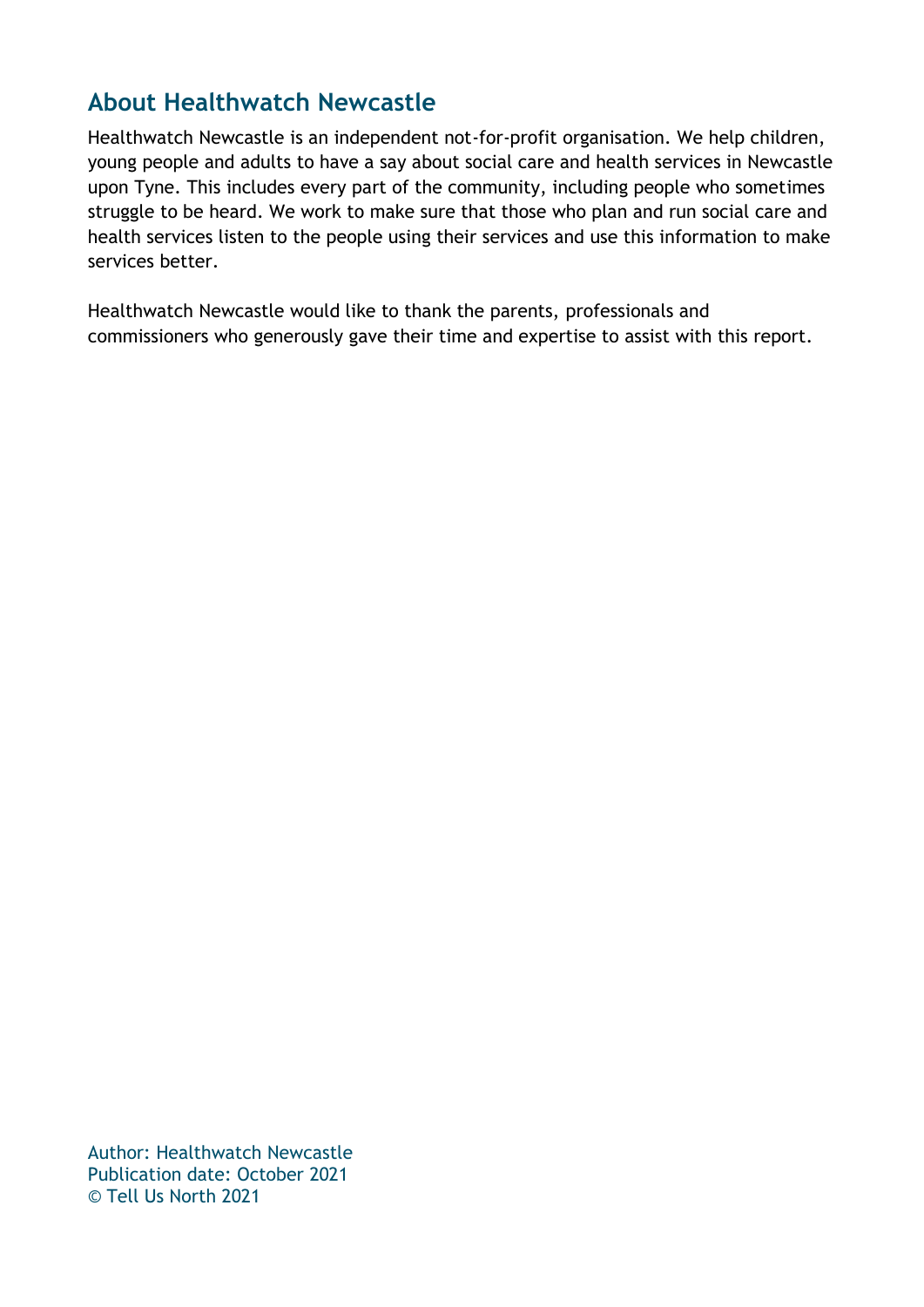## About Healthwatch Newcastle

Healthwatch Newcastle is an independent not-for-profit organisation. We help children, young people and adults to have a say about social care and health services in Newcastle upon Tyne. This includes every part of the community, including people who sometimes struggle to be heard. We work to make sure that those who plan and run social care and health services listen to the people using their services and use this information to make services better.

Healthwatch Newcastle would like to thank the parents, professionals and commissioners who generously gave their time and expertise to assist with this report.

Author: Healthwatch Newcastle
Publication date: October 2021
© Tell Us North 2021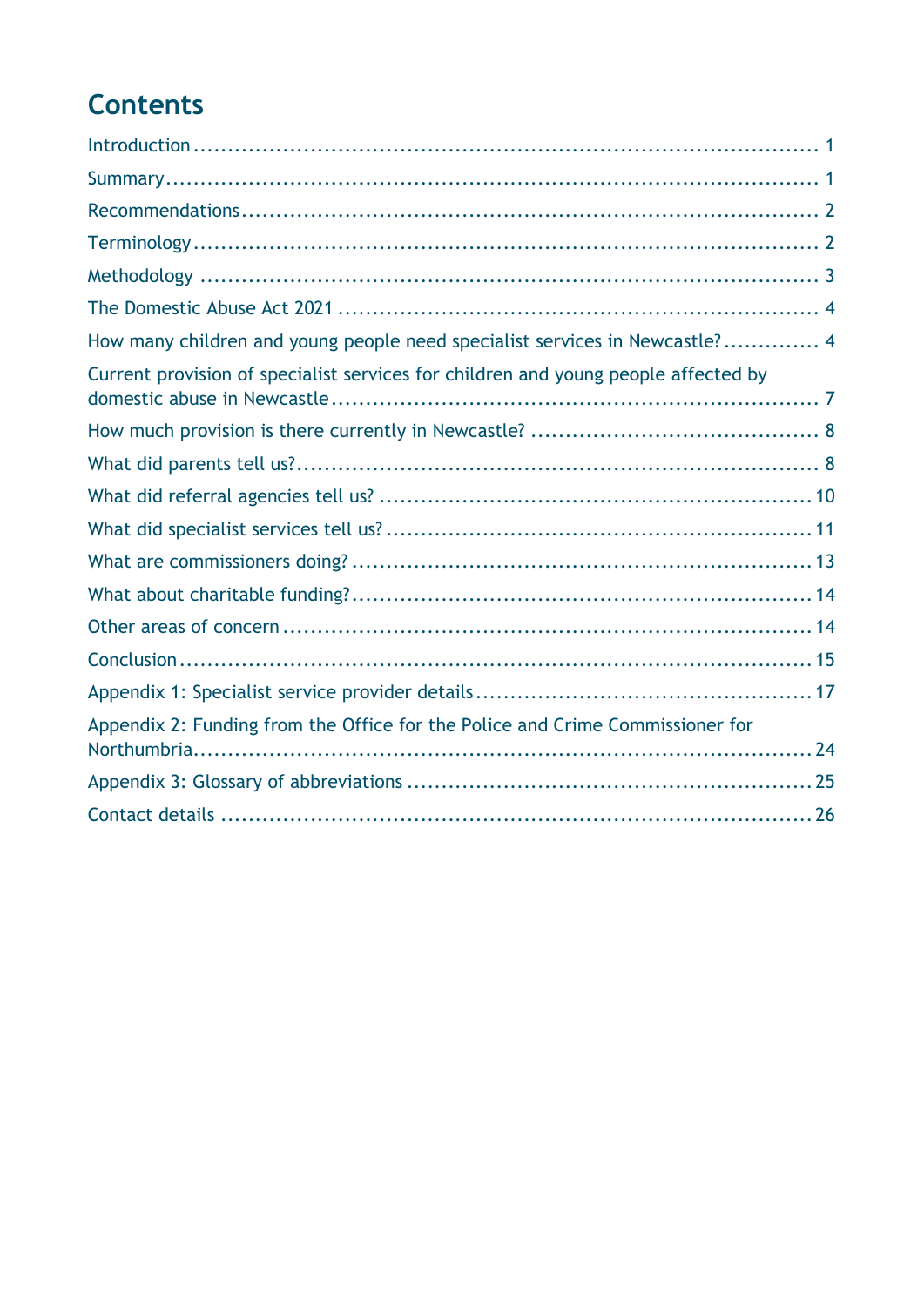# Contents

Introduction ........................................................................................ 1

Summary ............................................................................................ 1

Recommendations ................................................................................ 2

Terminology ........................................................................................ 2

Methodology ....................................................................................... 3

The Domestic Abuse Act 2021 ................................................................ 4

How many children and young people need specialist services in Newcastle? ............ 4

Current provision of specialist services for children and young people affected by domestic abuse in Newcastle ........................................................................ 7

How much provision is there currently in Newcastle? .......................................... 8

What did parents tell us? ........................................................................ 8

What did referral agencies tell us? ........................................................... 10

What did specialist services tell us? ......................................................... 11

What are commissioners doing? .............................................................. 13

What about charitable funding? ............................................................... 14

Other areas of concern .......................................................................... 14

Conclusion ......................................................................................... 15

Appendix 1: Specialist service provider details ............................................. 17

Appendix 2: Funding from the Office for the Police and Crime Commissioner for Northumbria ....................................................................................... 24

Appendix 3: Glossary of abbreviations ...................................................... 25

Contact details .................................................................................... 26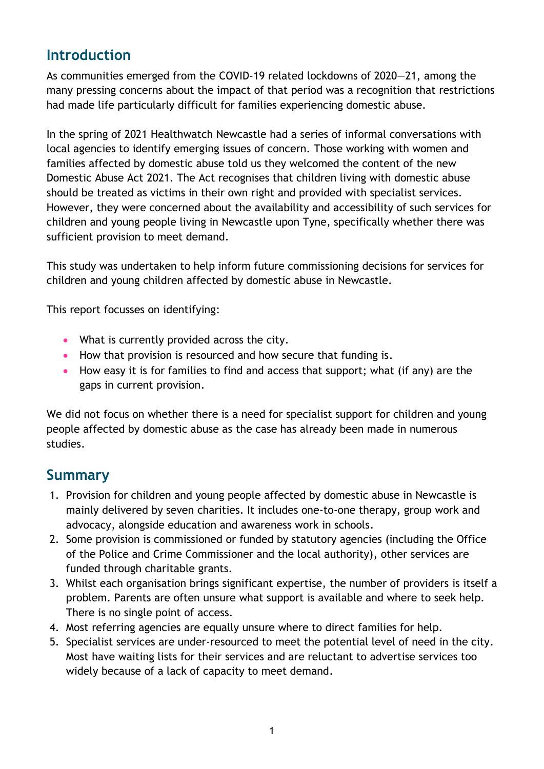## Introduction

As communities emerged from the COVID-19 related lockdowns of 2020—21, among the many pressing concerns about the impact of that period was a recognition that restrictions had made life particularly difficult for families experiencing domestic abuse.

In the spring of 2021 Healthwatch Newcastle had a series of informal conversations with local agencies to identify emerging issues of concern. Those working with women and families affected by domestic abuse told us they welcomed the content of the new Domestic Abuse Act 2021. The Act recognises that children living with domestic abuse should be treated as victims in their own right and provided with specialist services. However, they were concerned about the availability and accessibility of such services for children and young people living in Newcastle upon Tyne, specifically whether there was sufficient provision to meet demand.

This study was undertaken to help inform future commissioning decisions for services for children and young children affected by domestic abuse in Newcastle.

This report focusses on identifying:

- What is currently provided across the city.
- How that provision is resourced and how secure that funding is.
- How easy it is for families to find and access that support; what (if any) are the gaps in current provision.

We did not focus on whether there is a need for specialist support for children and young people affected by domestic abuse as the case has already been made in numerous studies.

## Summary

1. Provision for children and young people affected by domestic abuse in Newcastle is mainly delivered by seven charities. It includes one-to-one therapy, group work and advocacy, alongside education and awareness work in schools.
2. Some provision is commissioned or funded by statutory agencies (including the Office of the Police and Crime Commissioner and the local authority), other services are funded through charitable grants.
3. Whilst each organisation brings significant expertise, the number of providers is itself a problem. Parents are often unsure what support is available and where to seek help. There is no single point of access.
4. Most referring agencies are equally unsure where to direct families for help.
5. Specialist services are under-resourced to meet the potential level of need in the city. Most have waiting lists for their services and are reluctant to advertise services too widely because of a lack of capacity to meet demand.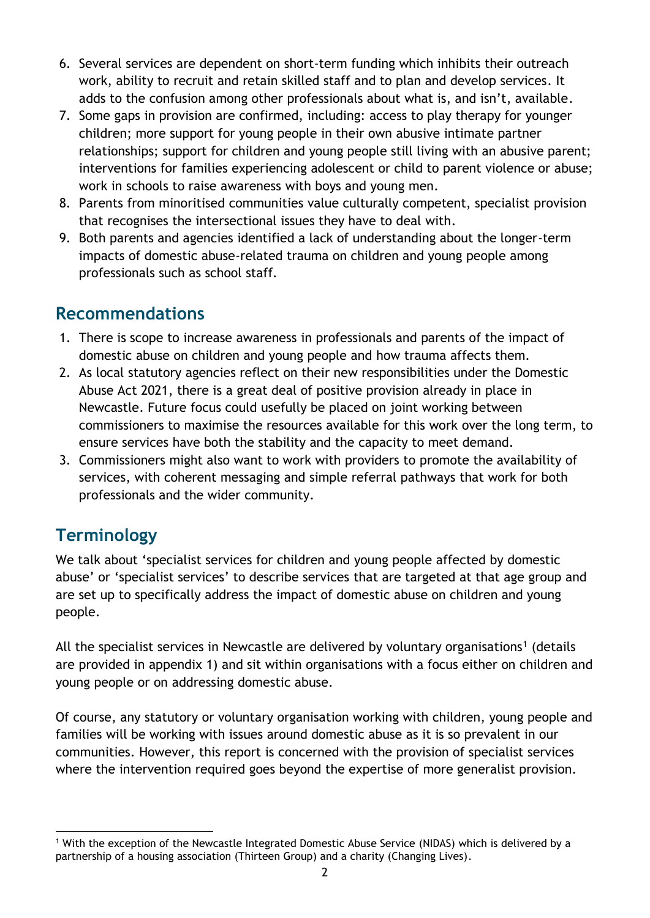6. Several services are dependent on short-term funding which inhibits their outreach work, ability to recruit and retain skilled staff and to plan and develop services. It adds to the confusion among other professionals about what is, and isn't, available.
7. Some gaps in provision are confirmed, including: access to play therapy for younger children; more support for young people in their own abusive intimate partner relationships; support for children and young people still living with an abusive parent; interventions for families experiencing adolescent or child to parent violence or abuse; work in schools to raise awareness with boys and young men.
8. Parents from minoritised communities value culturally competent, specialist provision that recognises the intersectional issues they have to deal with.
9. Both parents and agencies identified a lack of understanding about the longer-term impacts of domestic abuse-related trauma on children and young people among professionals such as school staff.

## Recommendations

1. There is scope to increase awareness in professionals and parents of the impact of domestic abuse on children and young people and how trauma affects them.
2. As local statutory agencies reflect on their new responsibilities under the Domestic Abuse Act 2021, there is a great deal of positive provision already in place in Newcastle. Future focus could usefully be placed on joint working between commissioners to maximise the resources available for this work over the long term, to ensure services have both the stability and the capacity to meet demand.
3. Commissioners might also want to work with providers to promote the availability of services, with coherent messaging and simple referral pathways that work for both professionals and the wider community.

## Terminology

We talk about 'specialist services for children and young people affected by domestic abuse' or 'specialist services' to describe services that are targeted at that age group and are set up to specifically address the impact of domestic abuse on children and young people.

All the specialist services in Newcastle are delivered by voluntary organisations[1] (details are provided in appendix 1) and sit within organisations with a focus either on children and young people or on addressing domestic abuse.

Of course, any statutory or voluntary organisation working with children, young people and families will be working with issues around domestic abuse as it is so prevalent in our communities. However, this report is concerned with the provision of specialist services where the intervention required goes beyond the expertise of more generalist provision.

[1] With the exception of the Newcastle Integrated Domestic Abuse Service (NIDAS) which is delivered by a partnership of a housing association (Thirteen Group) and a charity (Changing Lives).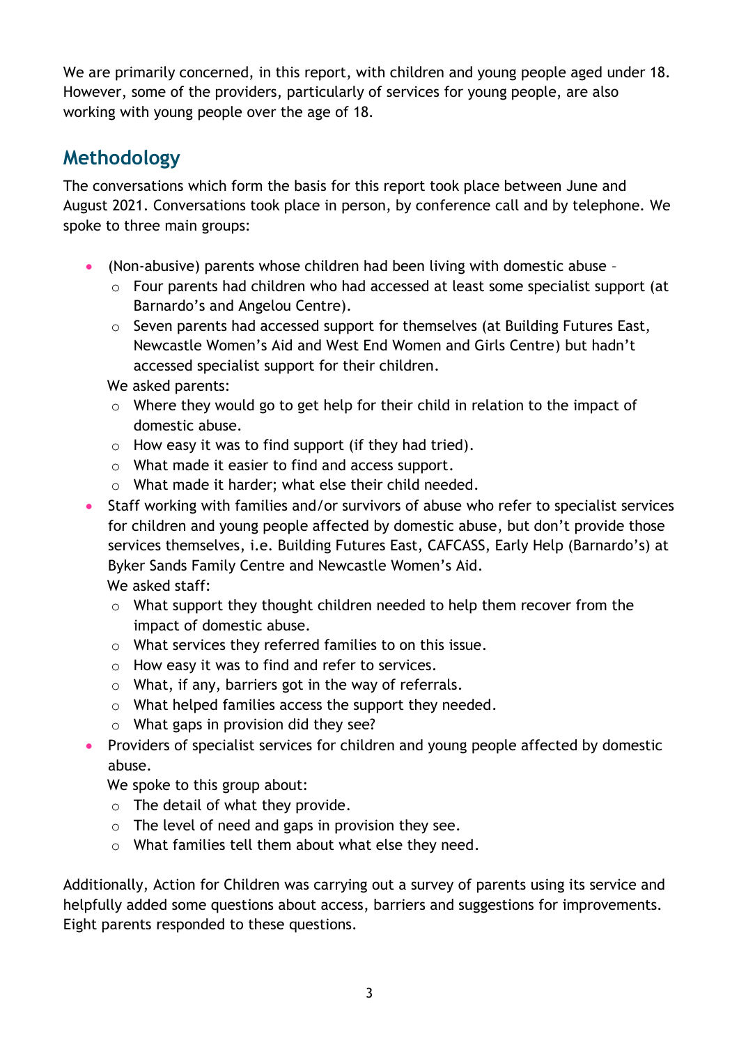We are primarily concerned, in this report, with children and young people aged under 18. However, some of the providers, particularly of services for young people, are also working with young people over the age of 18.

## Methodology

The conversations which form the basis for this report took place between June and August 2021. Conversations took place in person, by conference call and by telephone. We spoke to three main groups:

- (Non-abusive) parents whose children had been living with domestic abuse –
  - Four parents had children who had accessed at least some specialist support (at Barnardo's and Angelou Centre).
  - Seven parents had accessed support for themselves (at Building Futures East, Newcastle Women's Aid and West End Women and Girls Centre) but hadn't accessed specialist support for their children.

  We asked parents:
  - Where they would go to get help for their child in relation to the impact of domestic abuse.
  - How easy it was to find support (if they had tried).
  - What made it easier to find and access support.
  - What made it harder; what else their child needed.
- Staff working with families and/or survivors of abuse who refer to specialist services for children and young people affected by domestic abuse, but don't provide those services themselves, i.e. Building Futures East, CAFCASS, Early Help (Barnardo's) at Byker Sands Family Centre and Newcastle Women's Aid.

  We asked staff:
  - What support they thought children needed to help them recover from the impact of domestic abuse.
  - What services they referred families to on this issue.
  - How easy it was to find and refer to services.
  - What, if any, barriers got in the way of referrals.
  - What helped families access the support they needed.
  - What gaps in provision did they see?
- Providers of specialist services for children and young people affected by domestic abuse.

  We spoke to this group about:
  - The detail of what they provide.
  - The level of need and gaps in provision they see.
  - What families tell them about what else they need.

Additionally, Action for Children was carrying out a survey of parents using its service and helpfully added some questions about access, barriers and suggestions for improvements. Eight parents responded to these questions.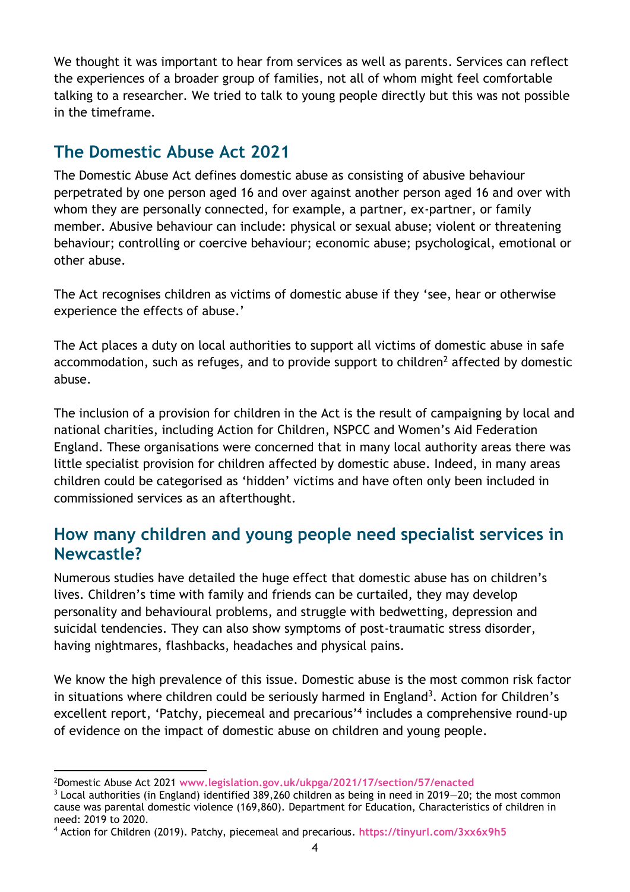We thought it was important to hear from services as well as parents. Services can reflect the experiences of a broader group of families, not all of whom might feel comfortable talking to a researcher. We tried to talk to young people directly but this was not possible in the timeframe.

## The Domestic Abuse Act 2021

The Domestic Abuse Act defines domestic abuse as consisting of abusive behaviour perpetrated by one person aged 16 and over against another person aged 16 and over with whom they are personally connected, for example, a partner, ex-partner, or family member. Abusive behaviour can include: physical or sexual abuse; violent or threatening behaviour; controlling or coercive behaviour; economic abuse; psychological, emotional or other abuse.

The Act recognises children as victims of domestic abuse if they 'see, hear or otherwise experience the effects of abuse.'

The Act places a duty on local authorities to support all victims of domestic abuse in safe accommodation, such as refuges, and to provide support to children[2] affected by domestic abuse.

The inclusion of a provision for children in the Act is the result of campaigning by local and national charities, including Action for Children, NSPCC and Women's Aid Federation England. These organisations were concerned that in many local authority areas there was little specialist provision for children affected by domestic abuse. Indeed, in many areas children could be categorised as 'hidden' victims and have often only been included in commissioned services as an afterthought.

## How many children and young people need specialist services in Newcastle?

Numerous studies have detailed the huge effect that domestic abuse has on children's lives. Children's time with family and friends can be curtailed, they may develop personality and behavioural problems, and struggle with bedwetting, depression and suicidal tendencies. They can also show symptoms of post-traumatic stress disorder, having nightmares, flashbacks, headaches and physical pains.

We know the high prevalence of this issue. Domestic abuse is the most common risk factor in situations where children could be seriously harmed in England[3]. Action for Children's excellent report, 'Patchy, piecemeal and precarious'[4] includes a comprehensive round-up of evidence on the impact of domestic abuse on children and young people.

---

[2] Domestic Abuse Act 2021 www.legislation.gov.uk/ukpga/2021/17/section/57/enacted

[3] Local authorities (in England) identified 389,260 children as being in need in 2019—20; the most common cause was parental domestic violence (169,860). Department for Education, Characteristics of children in need: 2019 to 2020.

[4] Action for Children (2019). Patchy, piecemeal and precarious. https://tinyurl.com/3xx6x9h5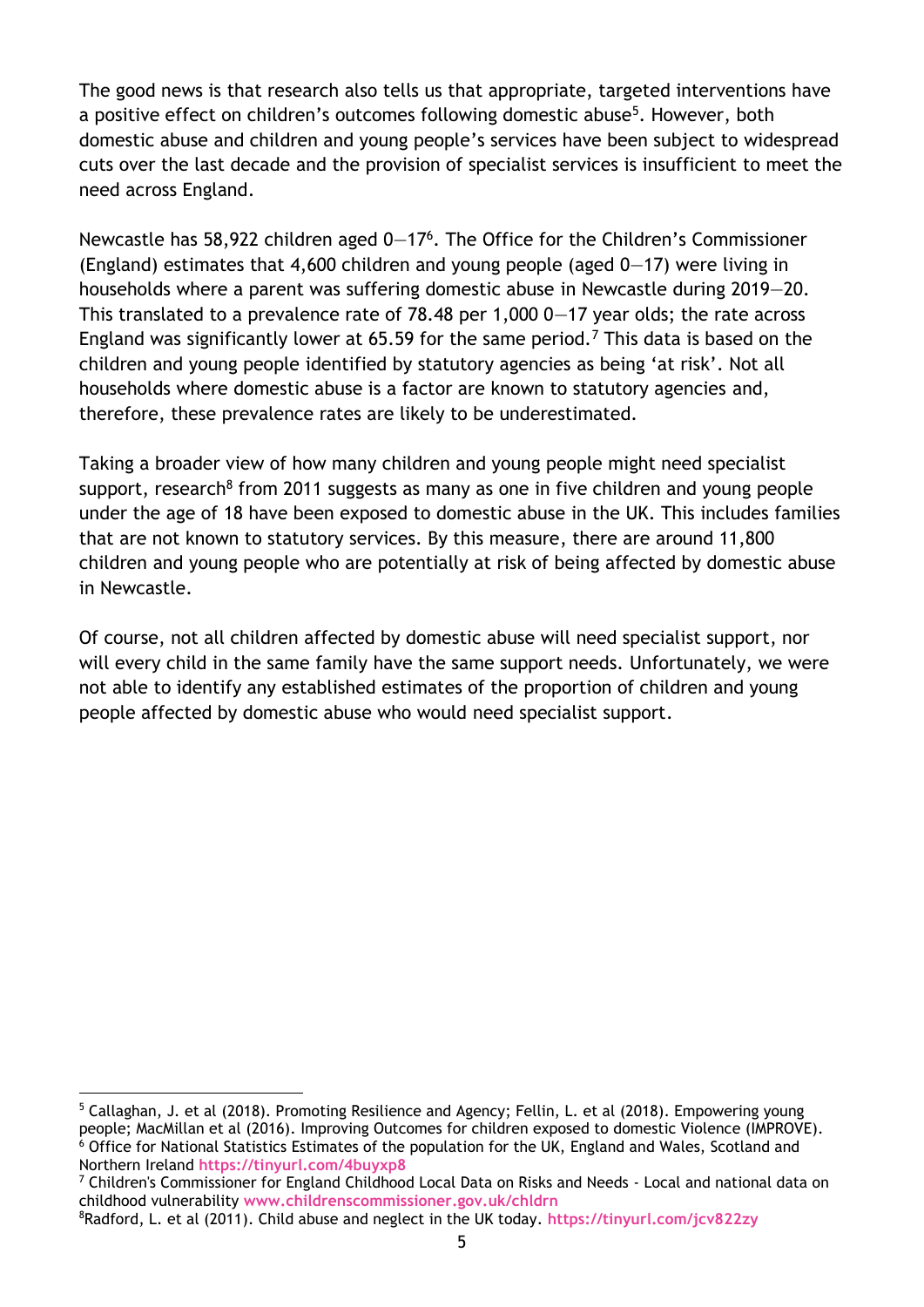The good news is that research also tells us that appropriate, targeted interventions have a positive effect on children's outcomes following domestic abuse[5]. However, both domestic abuse and children and young people's services have been subject to widespread cuts over the last decade and the provision of specialist services is insufficient to meet the need across England.

Newcastle has 58,922 children aged 0—17[6]. The Office for the Children's Commissioner (England) estimates that 4,600 children and young people (aged 0—17) were living in households where a parent was suffering domestic abuse in Newcastle during 2019—20. This translated to a prevalence rate of 78.48 per 1,000 0—17 year olds; the rate across England was significantly lower at 65.59 for the same period.[7] This data is based on the children and young people identified by statutory agencies as being 'at risk'. Not all households where domestic abuse is a factor are known to statutory agencies and, therefore, these prevalence rates are likely to be underestimated.

Taking a broader view of how many children and young people might need specialist support, research[8] from 2011 suggests as many as one in five children and young people under the age of 18 have been exposed to domestic abuse in the UK. This includes families that are not known to statutory services. By this measure, there are around 11,800 children and young people who are potentially at risk of being affected by domestic abuse in Newcastle.

Of course, not all children affected by domestic abuse will need specialist support, nor will every child in the same family have the same support needs. Unfortunately, we were not able to identify any established estimates of the proportion of children and young people affected by domestic abuse who would need specialist support.

---

[5] Callaghan, J. et al (2018). Promoting Resilience and Agency; Fellin, L. et al (2018). Empowering young people; MacMillan et al (2016). Improving Outcomes for children exposed to domestic Violence (IMPROVE).

[6] Office for National Statistics Estimates of the population for the UK, England and Wales, Scotland and Northern Ireland https://tinyurl.com/4buyxp8

[7] Children's Commissioner for England Childhood Local Data on Risks and Needs - Local and national data on childhood vulnerability www.childrenscommissioner.gov.uk/chldrn

[8] Radford, L. et al (2011). Child abuse and neglect in the UK today. https://tinyurl.com/jcv822zy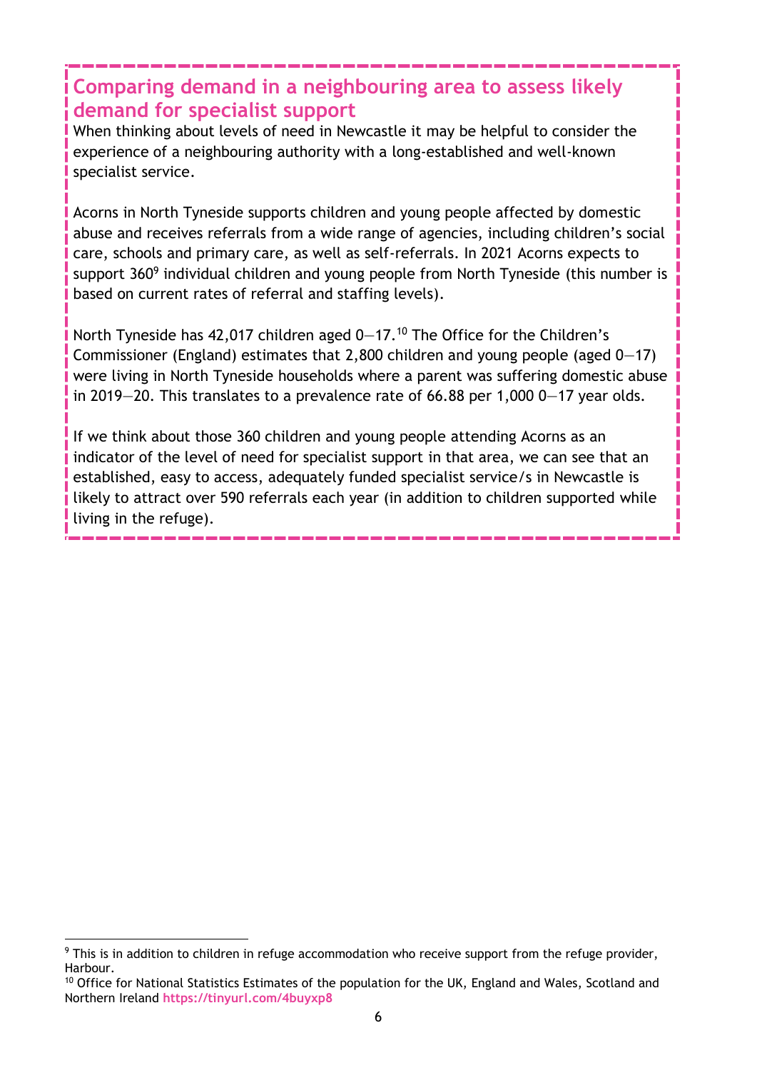## Comparing demand in a neighbouring area to assess likely demand for specialist support

When thinking about levels of need in Newcastle it may be helpful to consider the experience of a neighbouring authority with a long-established and well-known specialist service.

Acorns in North Tyneside supports children and young people affected by domestic abuse and receives referrals from a wide range of agencies, including children's social care, schools and primary care, as well as self-referrals. In 2021 Acorns expects to support 360[9] individual children and young people from North Tyneside (this number is based on current rates of referral and staffing levels).

North Tyneside has 42,017 children aged 0—17.[10] The Office for the Children's Commissioner (England) estimates that 2,800 children and young people (aged 0—17) were living in North Tyneside households where a parent was suffering domestic abuse in 2019—20. This translates to a prevalence rate of 66.88 per 1,000 0—17 year olds.

If we think about those 360 children and young people attending Acorns as an indicator of the level of need for specialist support in that area, we can see that an established, easy to access, adequately funded specialist service/s in Newcastle is likely to attract over 590 referrals each year (in addition to children supported while living in the refuge).

---

[9] This is in addition to children in refuge accommodation who receive support from the refuge provider, Harbour.

[10] Office for National Statistics Estimates of the population for the UK, England and Wales, Scotland and Northern Ireland https://tinyurl.com/4buyxp8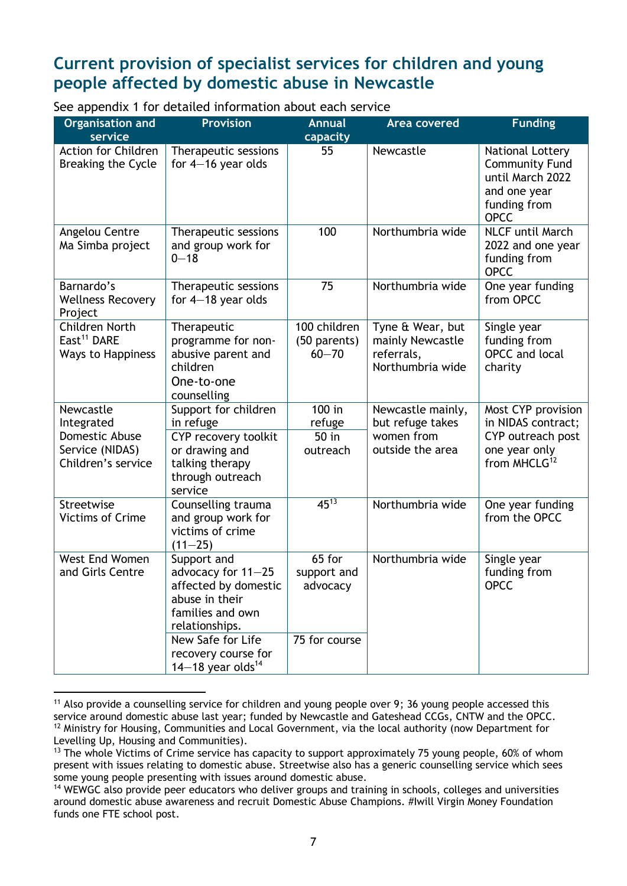## Current provision of specialist services for children and young people affected by domestic abuse in Newcastle

See appendix 1 for detailed information about each service

| Organisation and service | Provision | Annual capacity | Area covered | Funding |
|---|---|---|---|---|
| Action for Children Breaking the Cycle | Therapeutic sessions for 4—16 year olds | 55 | Newcastle | National Lottery Community Fund until March 2022 and one year funding from OPCC |
| Angelou Centre Ma Simba project | Therapeutic sessions and group work for 0—18 | 100 | Northumbria wide | NLCF until March 2022 and one year funding from OPCC |
| Barnardo's Wellness Recovery Project | Therapeutic sessions for 4—18 year olds | 75 | Northumbria wide | One year funding from OPCC |
| Children North East[11] DARE Ways to Happiness | Therapeutic programme for non-abusive parent and children<br>One-to-one counselling | 100 children (50 parents)<br>60—70 | Tyne & Wear, but mainly Newcastle referrals, Northumbria wide | Single year funding from OPCC and local charity |
| Newcastle Integrated Domestic Abuse Service (NIDAS) Children's service | Support for children in refuge | 100 in refuge | Newcastle mainly, but refuge takes women from outside the area | Most CYP provision in NIDAS contract; CYP outreach post one year only from MHCLG[12] |
| | CYP recovery toolkit or drawing and talking therapy through outreach service | 50 in outreach | | |
| Streetwise Victims of Crime | Counselling trauma and group work for victims of crime (11—25) | 45[13] | Northumbria wide | One year funding from the OPCC |
| West End Women and Girls Centre | Support and advocacy for 11—25 affected by domestic abuse in their families and own relationships. | 65 for support and advocacy | Northumbria wide | Single year funding from OPCC |
| | New Safe for Life recovery course for 14—18 year olds[14] | 75 for course | | |

[11] Also provide a counselling service for children and young people over 9; 36 young people accessed this service around domestic abuse last year; funded by Newcastle and Gateshead CCGs, CNTW and the OPCC.
[12] Ministry for Housing, Communities and Local Government, via the local authority (now Department for Levelling Up, Housing and Communities).
[13] The whole Victims of Crime service has capacity to support approximately 75 young people, 60% of whom present with issues relating to domestic abuse. Streetwise also has a generic counselling service which sees some young people presenting with issues around domestic abuse.
[14] WEWGC also provide peer educators who deliver groups and training in schools, colleges and universities around domestic abuse awareness and recruit Domestic Abuse Champions. #Iwill Virgin Money Foundation funds one FTE school post.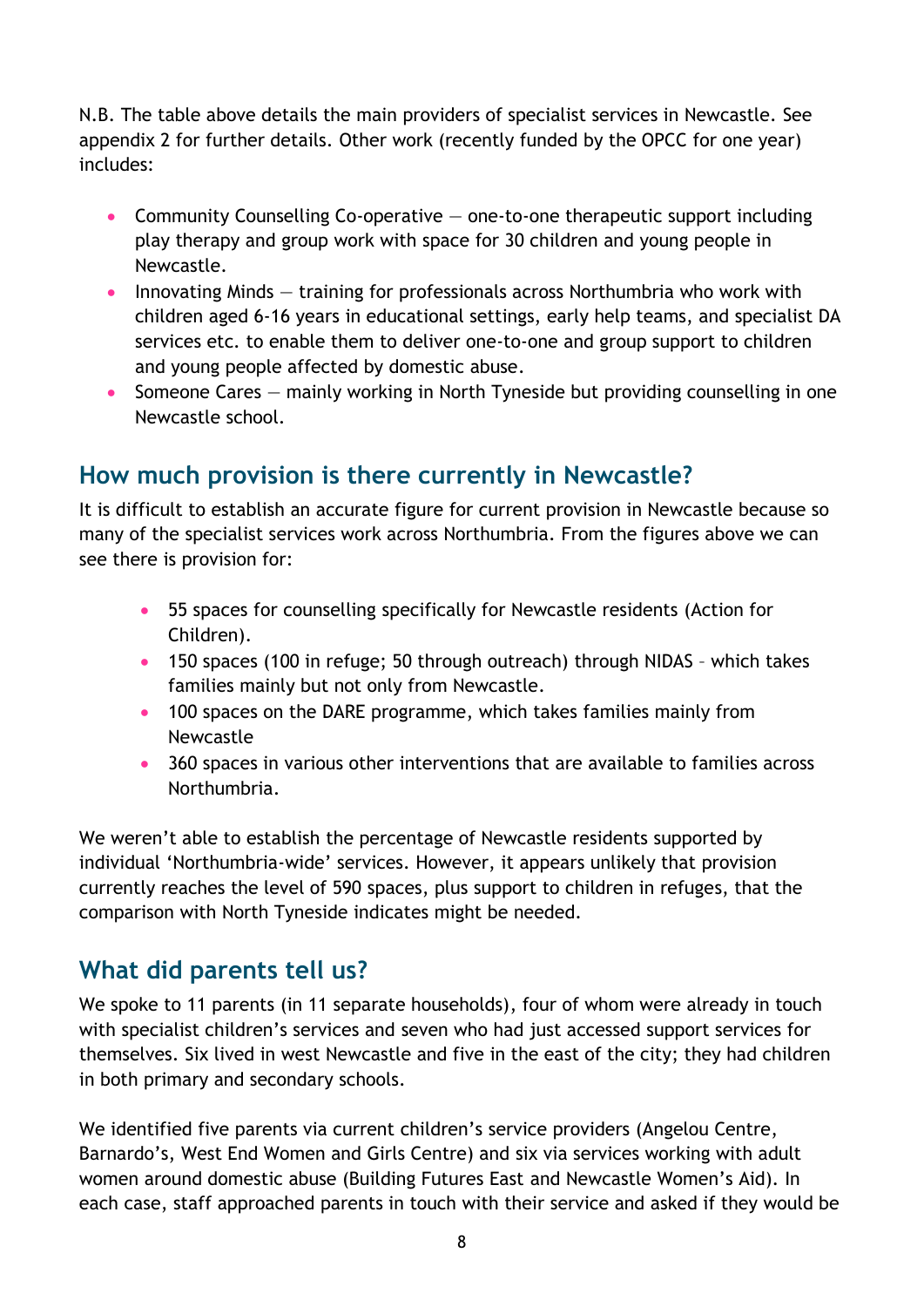N.B. The table above details the main providers of specialist services in Newcastle. See appendix 2 for further details. Other work (recently funded by the OPCC for one year) includes:

- Community Counselling Co-operative — one-to-one therapeutic support including play therapy and group work with space for 30 children and young people in Newcastle.
- Innovating Minds — training for professionals across Northumbria who work with children aged 6-16 years in educational settings, early help teams, and specialist DA services etc. to enable them to deliver one-to-one and group support to children and young people affected by domestic abuse.
- Someone Cares — mainly working in North Tyneside but providing counselling in one Newcastle school.

## How much provision is there currently in Newcastle?

It is difficult to establish an accurate figure for current provision in Newcastle because so many of the specialist services work across Northumbria. From the figures above we can see there is provision for:

- 55 spaces for counselling specifically for Newcastle residents (Action for Children).
- 150 spaces (100 in refuge; 50 through outreach) through NIDAS – which takes families mainly but not only from Newcastle.
- 100 spaces on the DARE programme, which takes families mainly from Newcastle
- 360 spaces in various other interventions that are available to families across Northumbria.

We weren't able to establish the percentage of Newcastle residents supported by individual 'Northumbria-wide' services. However, it appears unlikely that provision currently reaches the level of 590 spaces, plus support to children in refuges, that the comparison with North Tyneside indicates might be needed.

## What did parents tell us?

We spoke to 11 parents (in 11 separate households), four of whom were already in touch with specialist children's services and seven who had just accessed support services for themselves. Six lived in west Newcastle and five in the east of the city; they had children in both primary and secondary schools.

We identified five parents via current children's service providers (Angelou Centre, Barnardo's, West End Women and Girls Centre) and six via services working with adult women around domestic abuse (Building Futures East and Newcastle Women's Aid). In each case, staff approached parents in touch with their service and asked if they would be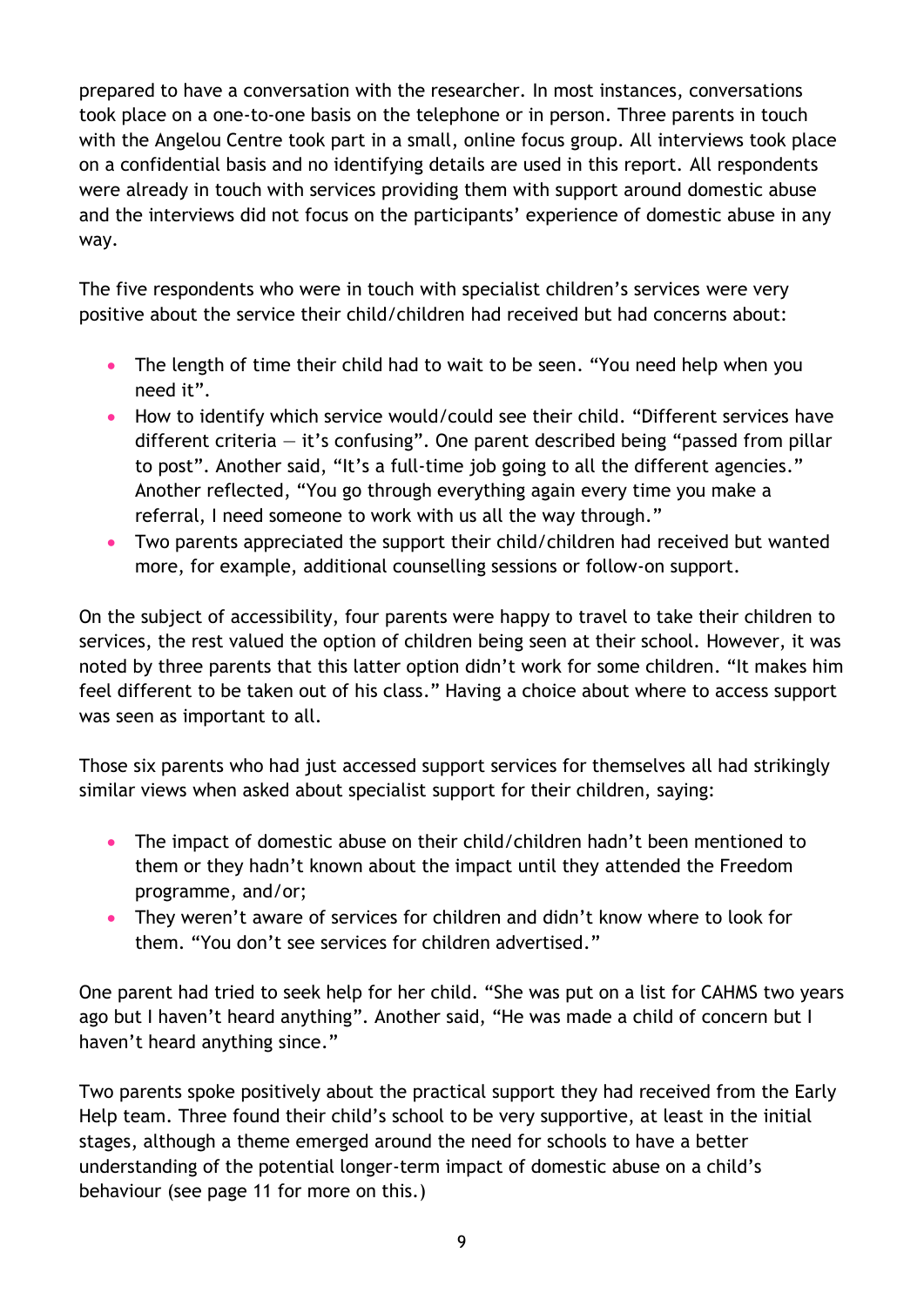prepared to have a conversation with the researcher. In most instances, conversations took place on a one-to-one basis on the telephone or in person. Three parents in touch with the Angelou Centre took part in a small, online focus group. All interviews took place on a confidential basis and no identifying details are used in this report. All respondents were already in touch with services providing them with support around domestic abuse and the interviews did not focus on the participants' experience of domestic abuse in any way.

The five respondents who were in touch with specialist children's services were very positive about the service their child/children had received but had concerns about:

- The length of time their child had to wait to be seen. "You need help when you need it".
- How to identify which service would/could see their child. "Different services have different criteria – it's confusing". One parent described being "passed from pillar to post". Another said, "It's a full-time job going to all the different agencies." Another reflected, "You go through everything again every time you make a referral, I need someone to work with us all the way through."
- Two parents appreciated the support their child/children had received but wanted more, for example, additional counselling sessions or follow-on support.

On the subject of accessibility, four parents were happy to travel to take their children to services, the rest valued the option of children being seen at their school. However, it was noted by three parents that this latter option didn't work for some children. "It makes him feel different to be taken out of his class." Having a choice about where to access support was seen as important to all.

Those six parents who had just accessed support services for themselves all had strikingly similar views when asked about specialist support for their children, saying:

- The impact of domestic abuse on their child/children hadn't been mentioned to them or they hadn't known about the impact until they attended the Freedom programme, and/or;
- They weren't aware of services for children and didn't know where to look for them. "You don't see services for children advertised."

One parent had tried to seek help for her child. "She was put on a list for CAHMS two years ago but I haven't heard anything". Another said, "He was made a child of concern but I haven't heard anything since."

Two parents spoke positively about the practical support they had received from the Early Help team. Three found their child's school to be very supportive, at least in the initial stages, although a theme emerged around the need for schools to have a better understanding of the potential longer-term impact of domestic abuse on a child's behaviour (see page 11 for more on this.)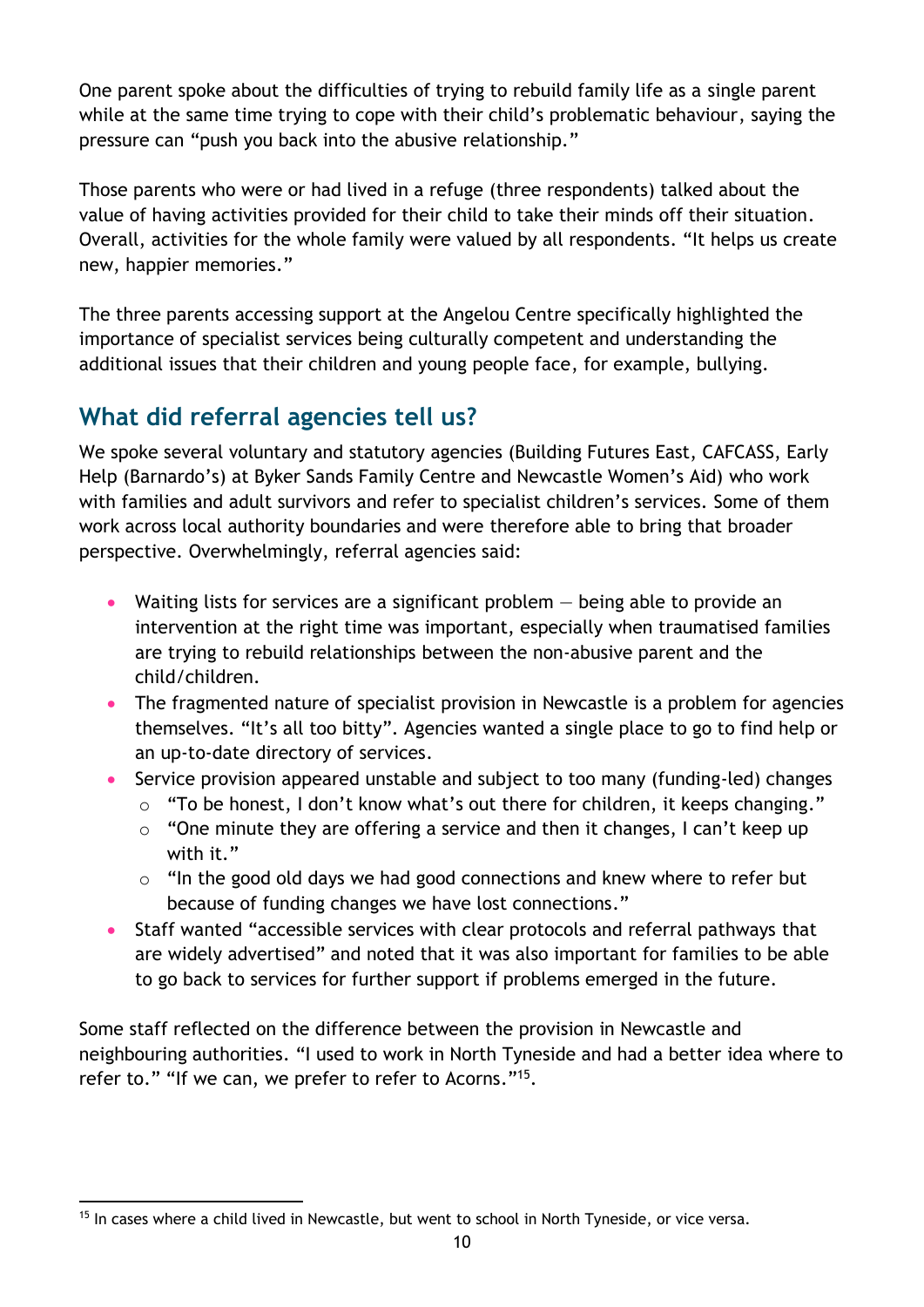One parent spoke about the difficulties of trying to rebuild family life as a single parent while at the same time trying to cope with their child's problematic behaviour, saying the pressure can "push you back into the abusive relationship."

Those parents who were or had lived in a refuge (three respondents) talked about the value of having activities provided for their child to take their minds off their situation. Overall, activities for the whole family were valued by all respondents. "It helps us create new, happier memories."

The three parents accessing support at the Angelou Centre specifically highlighted the importance of specialist services being culturally competent and understanding the additional issues that their children and young people face, for example, bullying.

## What did referral agencies tell us?

We spoke several voluntary and statutory agencies (Building Futures East, CAFCASS, Early Help (Barnardo's) at Byker Sands Family Centre and Newcastle Women's Aid) who work with families and adult survivors and refer to specialist children's services. Some of them work across local authority boundaries and were therefore able to bring that broader perspective. Overwhelmingly, referral agencies said:

- Waiting lists for services are a significant problem – being able to provide an intervention at the right time was important, especially when traumatised families are trying to rebuild relationships between the non-abusive parent and the child/children.
- The fragmented nature of specialist provision in Newcastle is a problem for agencies themselves. "It's all too bitty". Agencies wanted a single place to go to find help or an up-to-date directory of services.
- Service provision appeared unstable and subject to too many (funding-led) changes
  - "To be honest, I don't know what's out there for children, it keeps changing."
  - "One minute they are offering a service and then it changes, I can't keep up with it."
  - "In the good old days we had good connections and knew where to refer but because of funding changes we have lost connections."
- Staff wanted "accessible services with clear protocols and referral pathways that are widely advertised" and noted that it was also important for families to be able to go back to services for further support if problems emerged in the future.

Some staff reflected on the difference between the provision in Newcastle and neighbouring authorities. "I used to work in North Tyneside and had a better idea where to refer to." "If we can, we prefer to refer to Acorns."[15].

[15] In cases where a child lived in Newcastle, but went to school in North Tyneside, or vice versa.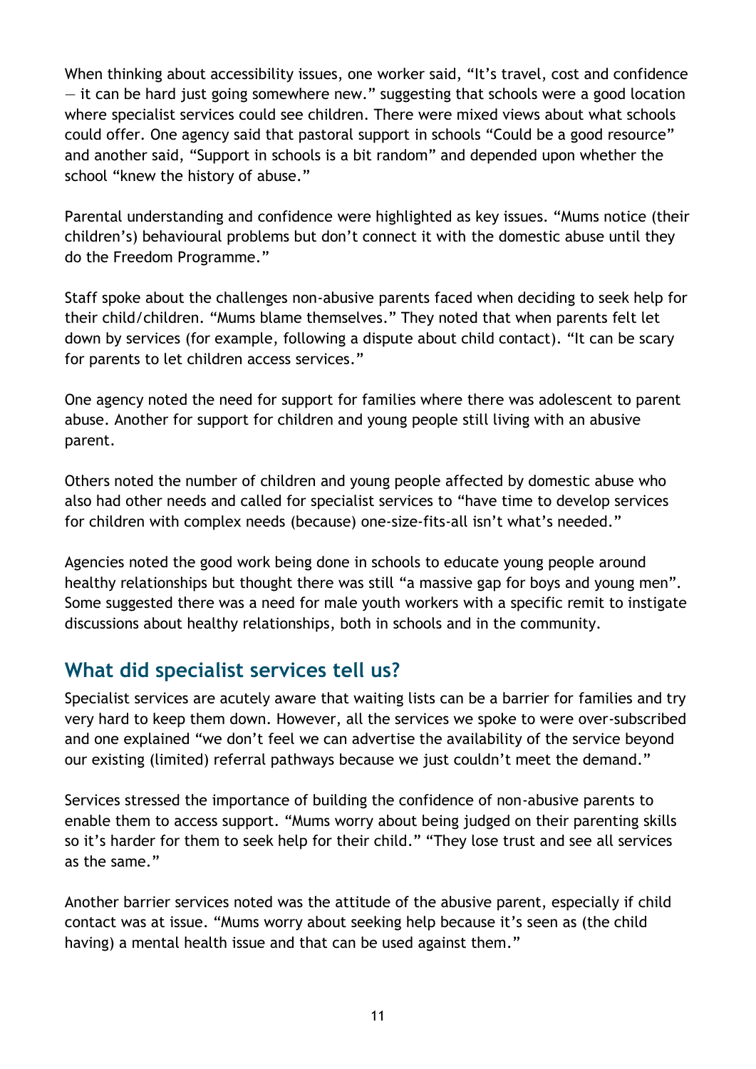When thinking about accessibility issues, one worker said, "It's travel, cost and confidence — it can be hard just going somewhere new." suggesting that schools were a good location where specialist services could see children. There were mixed views about what schools could offer. One agency said that pastoral support in schools "Could be a good resource" and another said, "Support in schools is a bit random" and depended upon whether the school "knew the history of abuse."

Parental understanding and confidence were highlighted as key issues. "Mums notice (their children's) behavioural problems but don't connect it with the domestic abuse until they do the Freedom Programme."

Staff spoke about the challenges non-abusive parents faced when deciding to seek help for their child/children. "Mums blame themselves." They noted that when parents felt let down by services (for example, following a dispute about child contact). "It can be scary for parents to let children access services."

One agency noted the need for support for families where there was adolescent to parent abuse. Another for support for children and young people still living with an abusive parent.

Others noted the number of children and young people affected by domestic abuse who also had other needs and called for specialist services to "have time to develop services for children with complex needs (because) one-size-fits-all isn't what's needed."

Agencies noted the good work being done in schools to educate young people around healthy relationships but thought there was still "a massive gap for boys and young men". Some suggested there was a need for male youth workers with a specific remit to instigate discussions about healthy relationships, both in schools and in the community.

## What did specialist services tell us?

Specialist services are acutely aware that waiting lists can be a barrier for families and try very hard to keep them down. However, all the services we spoke to were over-subscribed and one explained "we don't feel we can advertise the availability of the service beyond our existing (limited) referral pathways because we just couldn't meet the demand."

Services stressed the importance of building the confidence of non-abusive parents to enable them to access support. "Mums worry about being judged on their parenting skills so it's harder for them to seek help for their child." "They lose trust and see all services as the same."

Another barrier services noted was the attitude of the abusive parent, especially if child contact was at issue. "Mums worry about seeking help because it's seen as (the child having) a mental health issue and that can be used against them."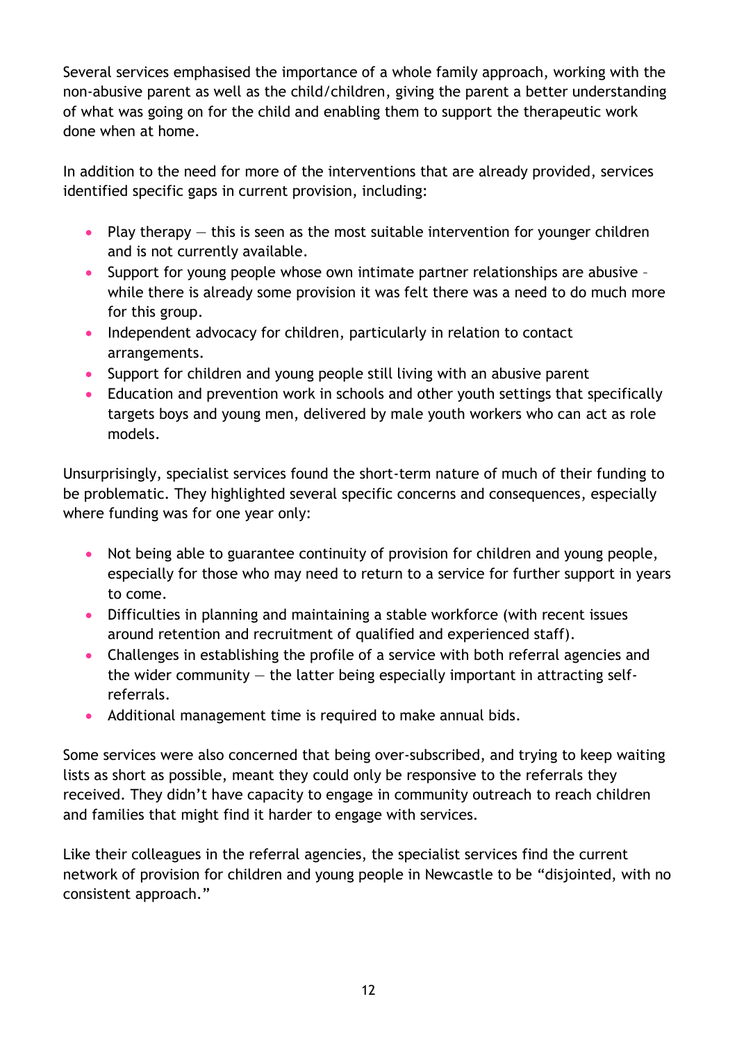Several services emphasised the importance of a whole family approach, working with the non-abusive parent as well as the child/children, giving the parent a better understanding of what was going on for the child and enabling them to support the therapeutic work done when at home.

In addition to the need for more of the interventions that are already provided, services identified specific gaps in current provision, including:

- Play therapy — this is seen as the most suitable intervention for younger children and is not currently available.
- Support for young people whose own intimate partner relationships are abusive – while there is already some provision it was felt there was a need to do much more for this group.
- Independent advocacy for children, particularly in relation to contact arrangements.
- Support for children and young people still living with an abusive parent
- Education and prevention work in schools and other youth settings that specifically targets boys and young men, delivered by male youth workers who can act as role models.

Unsurprisingly, specialist services found the short-term nature of much of their funding to be problematic. They highlighted several specific concerns and consequences, especially where funding was for one year only:

- Not being able to guarantee continuity of provision for children and young people, especially for those who may need to return to a service for further support in years to come.
- Difficulties in planning and maintaining a stable workforce (with recent issues around retention and recruitment of qualified and experienced staff).
- Challenges in establishing the profile of a service with both referral agencies and the wider community — the latter being especially important in attracting self-referrals.
- Additional management time is required to make annual bids.

Some services were also concerned that being over-subscribed, and trying to keep waiting lists as short as possible, meant they could only be responsive to the referrals they received. They didn't have capacity to engage in community outreach to reach children and families that might find it harder to engage with services.

Like their colleagues in the referral agencies, the specialist services find the current network of provision for children and young people in Newcastle to be "disjointed, with no consistent approach."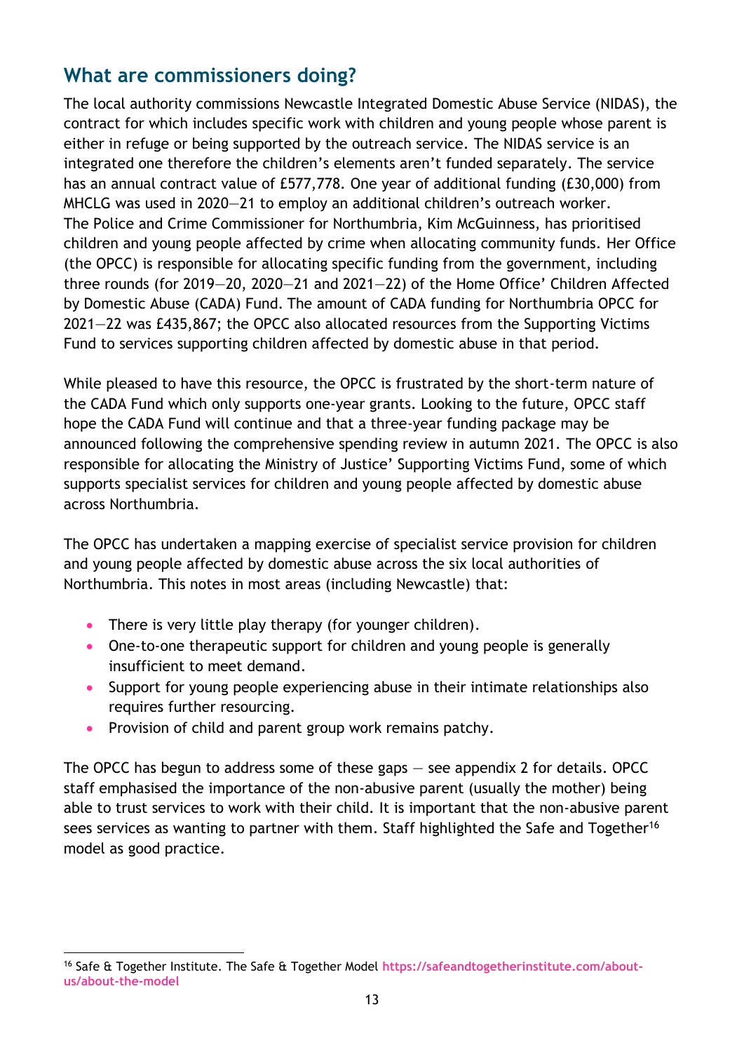## What are commissioners doing?

The local authority commissions Newcastle Integrated Domestic Abuse Service (NIDAS), the contract for which includes specific work with children and young people whose parent is either in refuge or being supported by the outreach service. The NIDAS service is an integrated one therefore the children's elements aren't funded separately. The service has an annual contract value of £577,778. One year of additional funding (£30,000) from MHCLG was used in 2020—21 to employ an additional children's outreach worker. The Police and Crime Commissioner for Northumbria, Kim McGuinness, has prioritised children and young people affected by crime when allocating community funds. Her Office (the OPCC) is responsible for allocating specific funding from the government, including three rounds (for 2019—20, 2020—21 and 2021—22) of the Home Office' Children Affected by Domestic Abuse (CADA) Fund. The amount of CADA funding for Northumbria OPCC for 2021—22 was £435,867; the OPCC also allocated resources from the Supporting Victims Fund to services supporting children affected by domestic abuse in that period.

While pleased to have this resource, the OPCC is frustrated by the short-term nature of the CADA Fund which only supports one-year grants. Looking to the future, OPCC staff hope the CADA Fund will continue and that a three-year funding package may be announced following the comprehensive spending review in autumn 2021. The OPCC is also responsible for allocating the Ministry of Justice' Supporting Victims Fund, some of which supports specialist services for children and young people affected by domestic abuse across Northumbria.

The OPCC has undertaken a mapping exercise of specialist service provision for children and young people affected by domestic abuse across the six local authorities of Northumbria. This notes in most areas (including Newcastle) that:

- There is very little play therapy (for younger children).
- One-to-one therapeutic support for children and young people is generally insufficient to meet demand.
- Support for young people experiencing abuse in their intimate relationships also requires further resourcing.
- Provision of child and parent group work remains patchy.

The OPCC has begun to address some of these gaps — see appendix 2 for details. OPCC staff emphasised the importance of the non-abusive parent (usually the mother) being able to trust services to work with their child. It is important that the non-abusive parent sees services as wanting to partner with them. Staff highlighted the Safe and Together[16] model as good practice.

[16] Safe & Together Institute. The Safe & Together Model https://safeandtogetherinstitute.com/about-us/about-the-model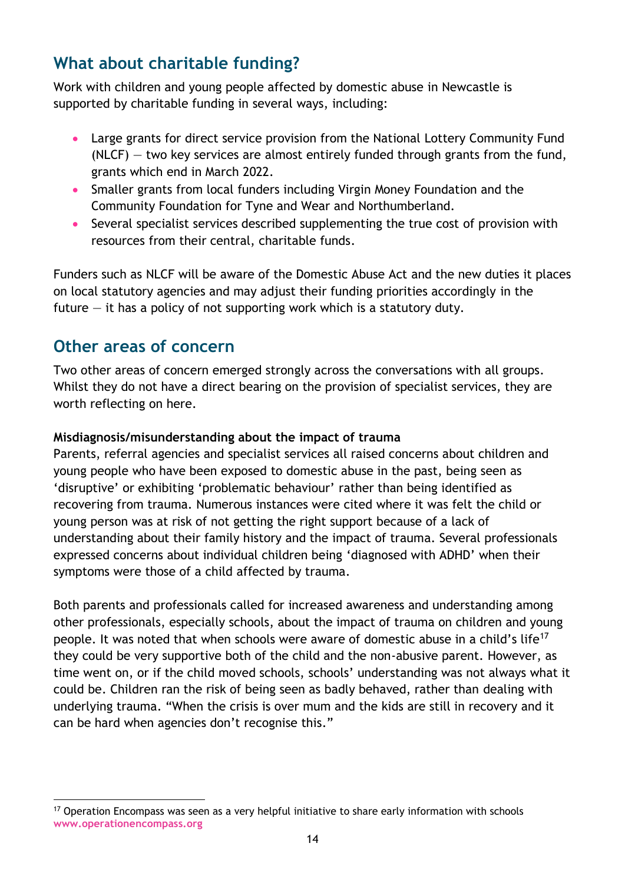## What about charitable funding?

Work with children and young people affected by domestic abuse in Newcastle is supported by charitable funding in several ways, including:

- Large grants for direct service provision from the National Lottery Community Fund (NLCF) — two key services are almost entirely funded through grants from the fund, grants which end in March 2022.
- Smaller grants from local funders including Virgin Money Foundation and the Community Foundation for Tyne and Wear and Northumberland.
- Several specialist services described supplementing the true cost of provision with resources from their central, charitable funds.

Funders such as NLCF will be aware of the Domestic Abuse Act and the new duties it places on local statutory agencies and may adjust their funding priorities accordingly in the future — it has a policy of not supporting work which is a statutory duty.

## Other areas of concern

Two other areas of concern emerged strongly across the conversations with all groups. Whilst they do not have a direct bearing on the provision of specialist services, they are worth reflecting on here.

**Misdiagnosis/misunderstanding about the impact of trauma**

Parents, referral agencies and specialist services all raised concerns about children and young people who have been exposed to domestic abuse in the past, being seen as 'disruptive' or exhibiting 'problematic behaviour' rather than being identified as recovering from trauma. Numerous instances were cited where it was felt the child or young person was at risk of not getting the right support because of a lack of understanding about their family history and the impact of trauma. Several professionals expressed concerns about individual children being 'diagnosed with ADHD' when their symptoms were those of a child affected by trauma.

Both parents and professionals called for increased awareness and understanding among other professionals, especially schools, about the impact of trauma on children and young people. It was noted that when schools were aware of domestic abuse in a child's life[17] they could be very supportive both of the child and the non-abusive parent. However, as time went on, or if the child moved schools, schools' understanding was not always what it could be. Children ran the risk of being seen as badly behaved, rather than dealing with underlying trauma. "When the crisis is over mum and the kids are still in recovery and it can be hard when agencies don't recognise this."

[17] Operation Encompass was seen as a very helpful initiative to share early information with schools www.operationencompass.org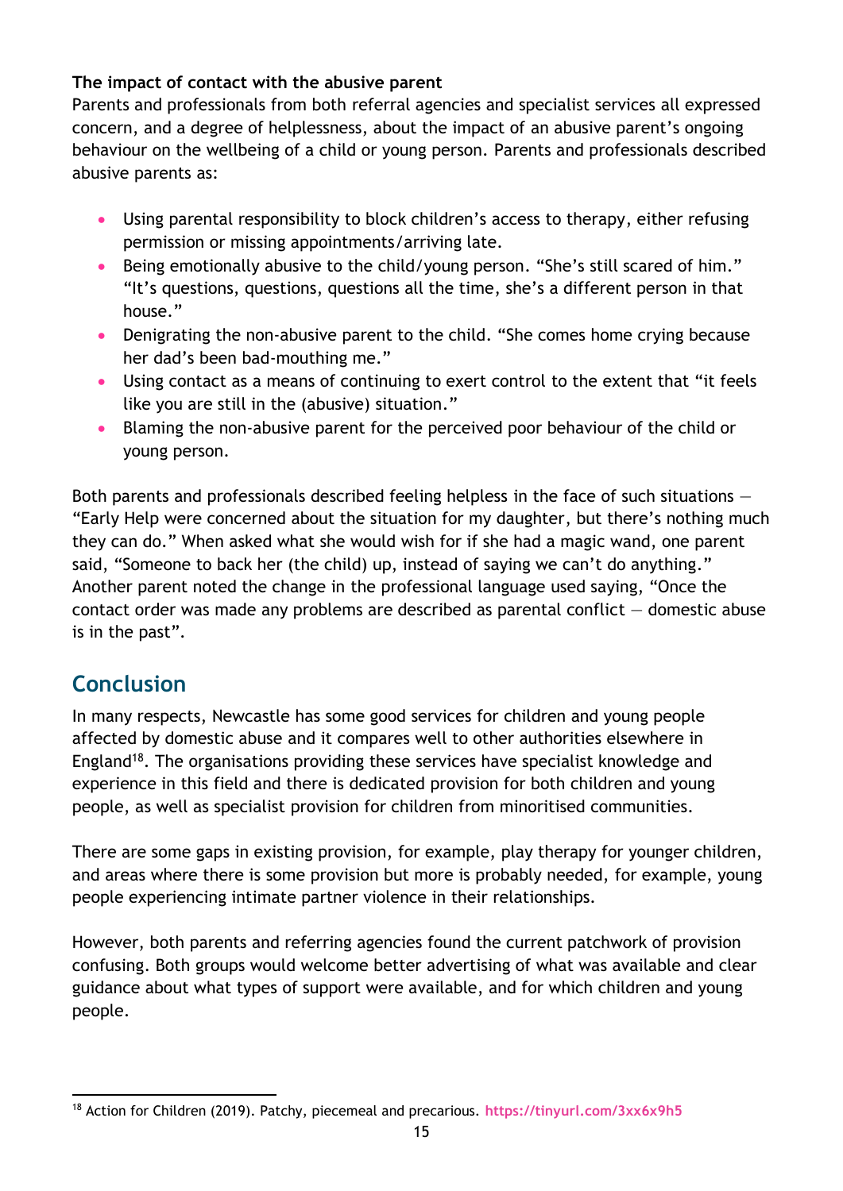**The impact of contact with the abusive parent**

Parents and professionals from both referral agencies and specialist services all expressed concern, and a degree of helplessness, about the impact of an abusive parent's ongoing behaviour on the wellbeing of a child or young person. Parents and professionals described abusive parents as:

- Using parental responsibility to block children's access to therapy, either refusing permission or missing appointments/arriving late.
- Being emotionally abusive to the child/young person. "She's still scared of him." "It's questions, questions, questions all the time, she's a different person in that house."
- Denigrating the non-abusive parent to the child. "She comes home crying because her dad's been bad-mouthing me."
- Using contact as a means of continuing to exert control to the extent that "it feels like you are still in the (abusive) situation."
- Blaming the non-abusive parent for the perceived poor behaviour of the child or young person.

Both parents and professionals described feeling helpless in the face of such situations – "Early Help were concerned about the situation for my daughter, but there's nothing much they can do." When asked what she would wish for if she had a magic wand, one parent said, "Someone to back her (the child) up, instead of saying we can't do anything." Another parent noted the change in the professional language used saying, "Once the contact order was made any problems are described as parental conflict – domestic abuse is in the past".

## Conclusion

In many respects, Newcastle has some good services for children and young people affected by domestic abuse and it compares well to other authorities elsewhere in England[18]. The organisations providing these services have specialist knowledge and experience in this field and there is dedicated provision for both children and young people, as well as specialist provision for children from minoritised communities.

There are some gaps in existing provision, for example, play therapy for younger children, and areas where there is some provision but more is probably needed, for example, young people experiencing intimate partner violence in their relationships.

However, both parents and referring agencies found the current patchwork of provision confusing. Both groups would welcome better advertising of what was available and clear guidance about what types of support were available, and for which children and young people.

[18] Action for Children (2019). Patchy, piecemeal and precarious. https://tinyurl.com/3xx6x9h5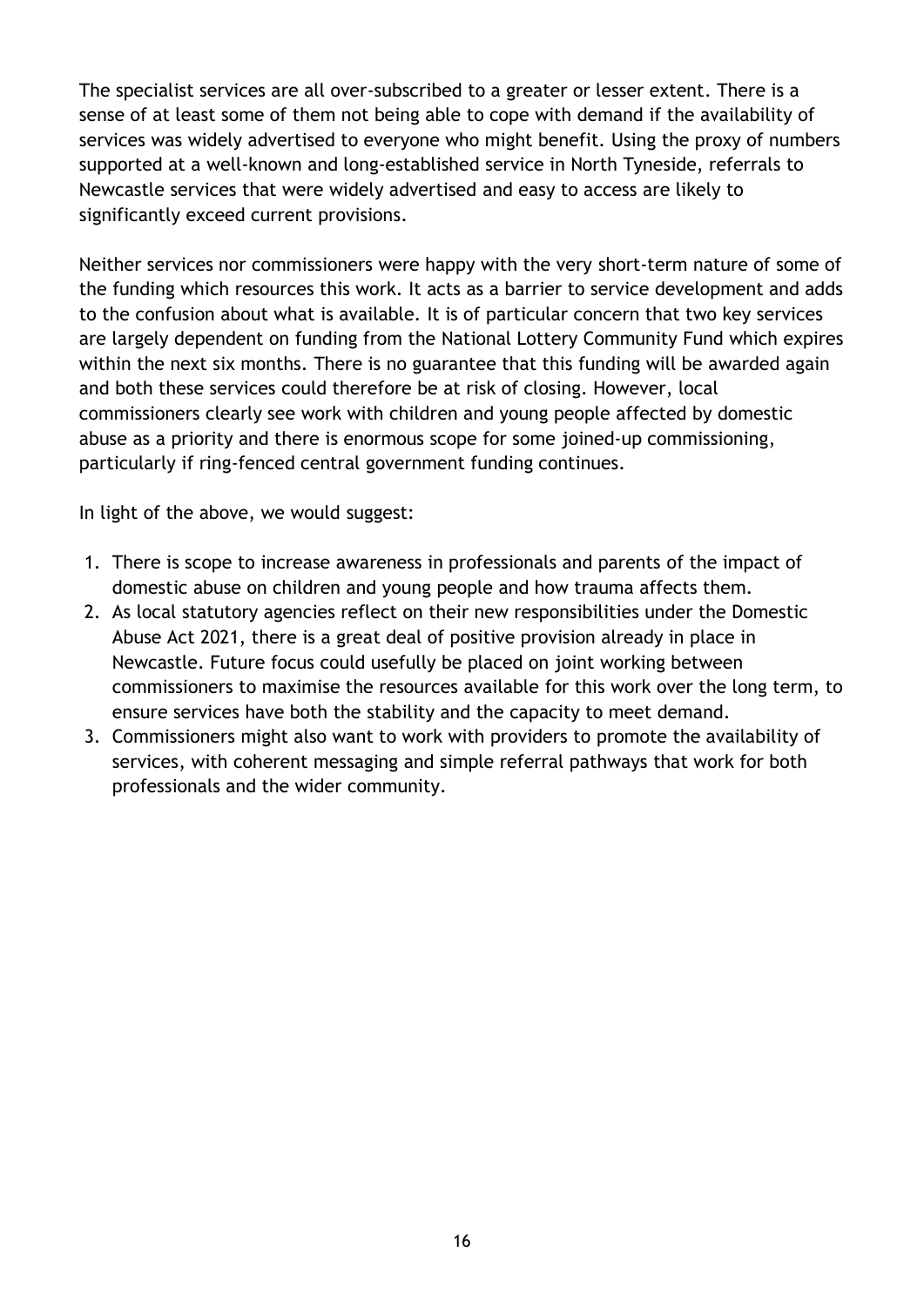The specialist services are all over-subscribed to a greater or lesser extent. There is a sense of at least some of them not being able to cope with demand if the availability of services was widely advertised to everyone who might benefit. Using the proxy of numbers supported at a well-known and long-established service in North Tyneside, referrals to Newcastle services that were widely advertised and easy to access are likely to significantly exceed current provisions.

Neither services nor commissioners were happy with the very short-term nature of some of the funding which resources this work. It acts as a barrier to service development and adds to the confusion about what is available. It is of particular concern that two key services are largely dependent on funding from the National Lottery Community Fund which expires within the next six months. There is no guarantee that this funding will be awarded again and both these services could therefore be at risk of closing. However, local commissioners clearly see work with children and young people affected by domestic abuse as a priority and there is enormous scope for some joined-up commissioning, particularly if ring-fenced central government funding continues.

In light of the above, we would suggest:

1. There is scope to increase awareness in professionals and parents of the impact of domestic abuse on children and young people and how trauma affects them.
2. As local statutory agencies reflect on their new responsibilities under the Domestic Abuse Act 2021, there is a great deal of positive provision already in place in Newcastle. Future focus could usefully be placed on joint working between commissioners to maximise the resources available for this work over the long term, to ensure services have both the stability and the capacity to meet demand.
3. Commissioners might also want to work with providers to promote the availability of services, with coherent messaging and simple referral pathways that work for both professionals and the wider community.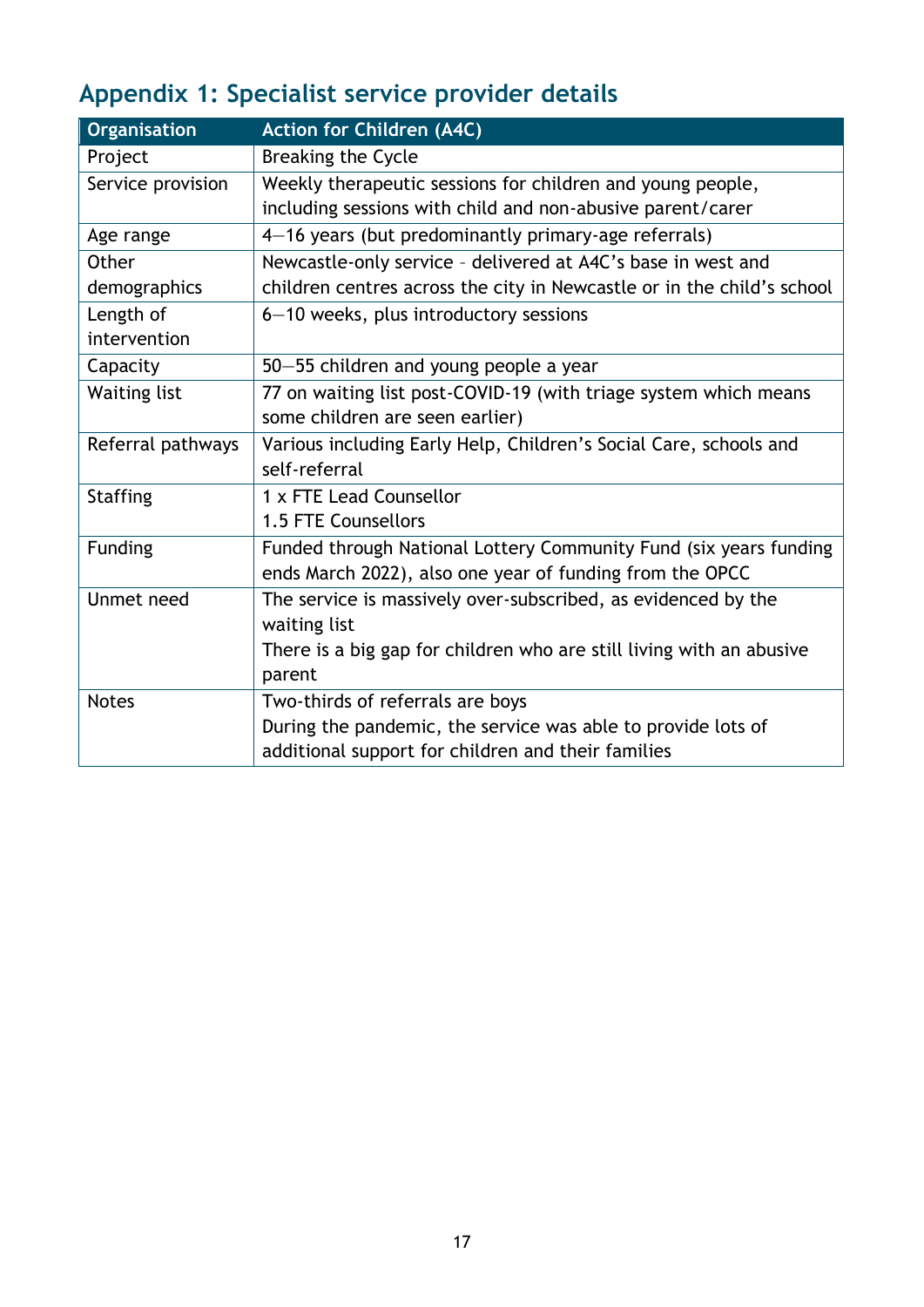## Appendix 1: Specialist service provider details

| Organisation | Action for Children (A4C) |
|---|---|
| Project | Breaking the Cycle |
| Service provision | Weekly therapeutic sessions for children and young people, including sessions with child and non-abusive parent/carer |
| Age range | 4—16 years (but predominantly primary-age referrals) |
| Other demographics | Newcastle-only service – delivered at A4C's base in west and children centres across the city in Newcastle or in the child's school |
| Length of intervention | 6—10 weeks, plus introductory sessions |
| Capacity | 50—55 children and young people a year |
| Waiting list | 77 on waiting list post-COVID-19 (with triage system which means some children are seen earlier) |
| Referral pathways | Various including Early Help, Children's Social Care, schools and self-referral |
| Staffing | 1 x FTE Lead Counsellor<br>1.5 FTE Counsellors |
| Funding | Funded through National Lottery Community Fund (six years funding ends March 2022), also one year of funding from the OPCC |
| Unmet need | The service is massively over-subscribed, as evidenced by the waiting list<br>There is a big gap for children who are still living with an abusive parent |
| Notes | Two-thirds of referrals are boys<br>During the pandemic, the service was able to provide lots of additional support for children and their families |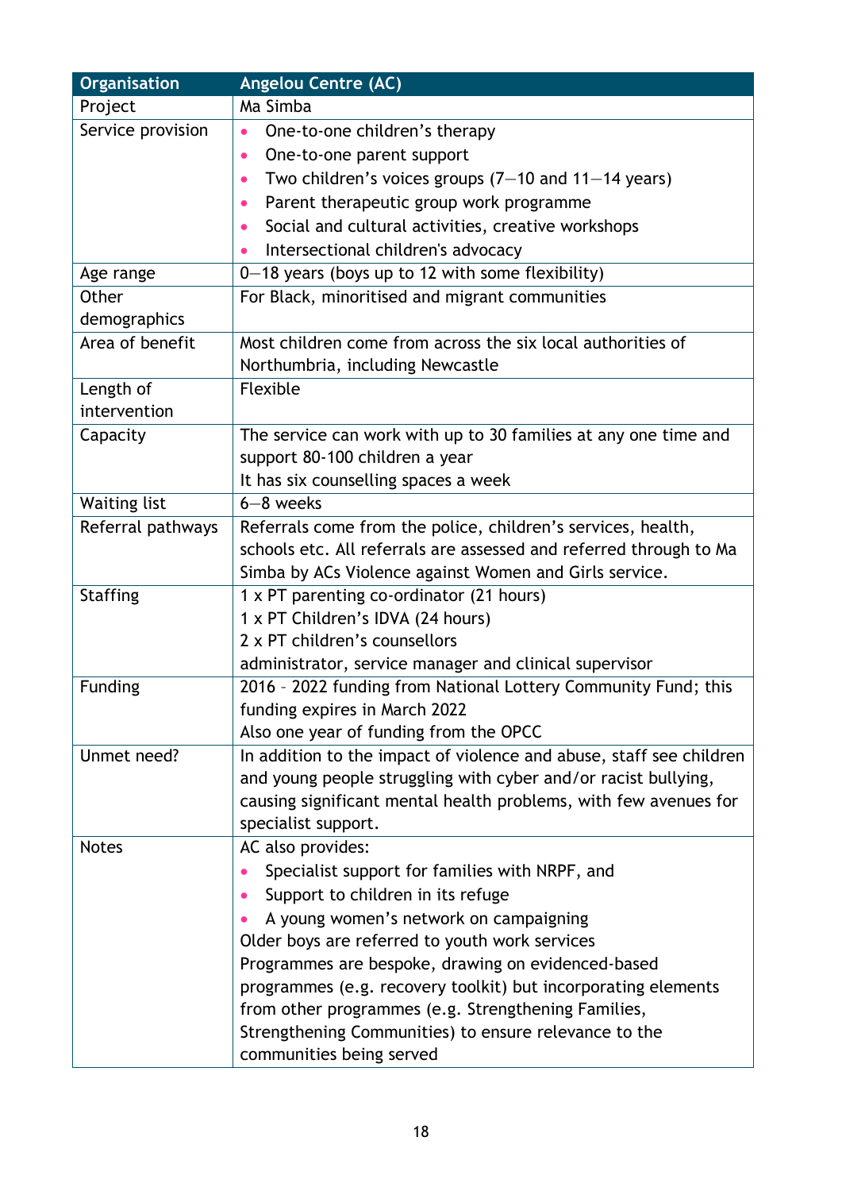| Organisation | Angelou Centre (AC) |
|---|---|
| Project | Ma Simba |
| Service provision | • One-to-one children's therapy<br>• One-to-one parent support<br>• Two children's voices groups (7—10 and 11—14 years)<br>• Parent therapeutic group work programme<br>• Social and cultural activities, creative workshops<br>• Intersectional children's advocacy |
| Age range | 0—18 years (boys up to 12 with some flexibility) |
| Other demographics | For Black, minoritised and migrant communities |
| Area of benefit | Most children come from across the six local authorities of Northumbria, including Newcastle |
| Length of intervention | Flexible |
| Capacity | The service can work with up to 30 families at any one time and support 80-100 children a year<br>It has six counselling spaces a week |
| Waiting list | 6—8 weeks |
| Referral pathways | Referrals come from the police, children's services, health, schools etc. All referrals are assessed and referred through to Ma Simba by ACs Violence against Women and Girls service. |
| Staffing | 1 x PT parenting co-ordinator (21 hours)<br>1 x PT Children's IDVA (24 hours)<br>2 x PT children's counsellors<br>administrator, service manager and clinical supervisor |
| Funding | 2016 - 2022 funding from National Lottery Community Fund; this funding expires in March 2022<br>Also one year of funding from the OPCC |
| Unmet need? | In addition to the impact of violence and abuse, staff see children and young people struggling with cyber and/or racist bullying, causing significant mental health problems, with few avenues for specialist support. |
| Notes | AC also provides:<br>• Specialist support for families with NRPF, and<br>• Support to children in its refuge<br>• A young women's network on campaigning<br>Older boys are referred to youth work services<br>Programmes are bespoke, drawing on evidenced-based programmes (e.g. recovery toolkit) but incorporating elements from other programmes (e.g. Strengthening Families, Strengthening Communities) to ensure relevance to the communities being served |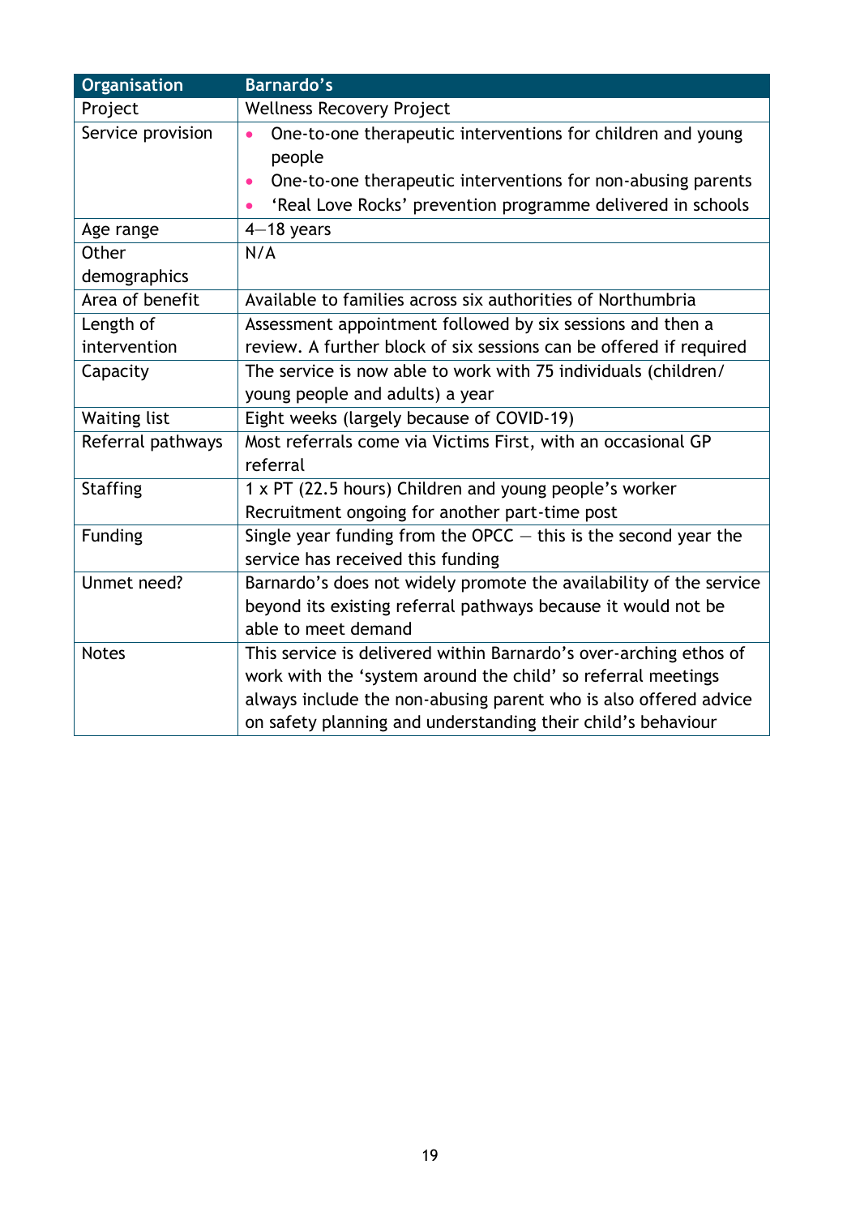| Organisation | Barnardo's |
|---|---|
| Project | Wellness Recovery Project |
| Service provision | • One-to-one therapeutic interventions for children and young people<br>• One-to-one therapeutic interventions for non-abusing parents<br>• 'Real Love Rocks' prevention programme delivered in schools |
| Age range | 4–18 years |
| Other demographics | N/A |
| Area of benefit | Available to families across six authorities of Northumbria |
| Length of intervention | Assessment appointment followed by six sessions and then a review. A further block of six sessions can be offered if required |
| Capacity | The service is now able to work with 75 individuals (children/ young people and adults) a year |
| Waiting list | Eight weeks (largely because of COVID-19) |
| Referral pathways | Most referrals come via Victims First, with an occasional GP referral |
| Staffing | 1 x PT (22.5 hours) Children and young people's worker<br>Recruitment ongoing for another part-time post |
| Funding | Single year funding from the OPCC – this is the second year the service has received this funding |
| Unmet need? | Barnardo's does not widely promote the availability of the service beyond its existing referral pathways because it would not be able to meet demand |
| Notes | This service is delivered within Barnardo's over-arching ethos of work with the 'system around the child' so referral meetings always include the non-abusing parent who is also offered advice on safety planning and understanding their child's behaviour |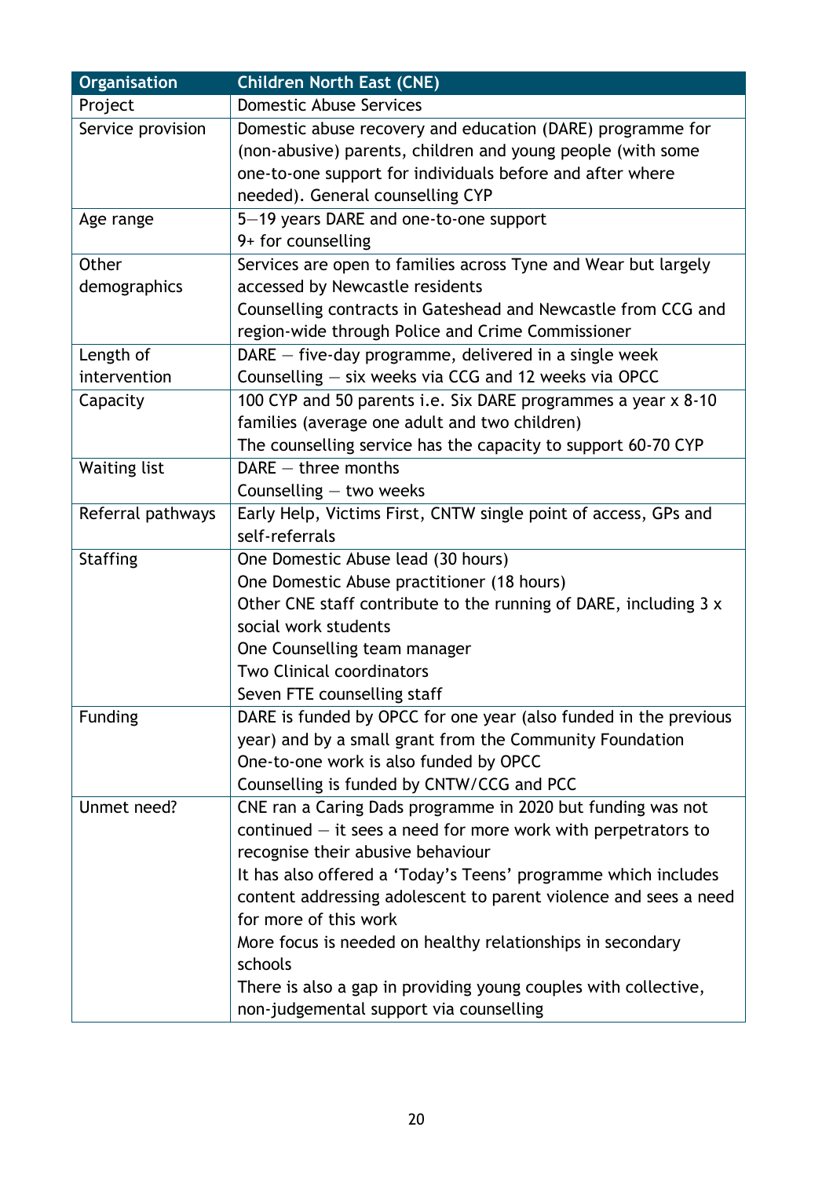| Organisation | Children North East (CNE) |
|---|---|
| Project | Domestic Abuse Services |
| Service provision | Domestic abuse recovery and education (DARE) programme for (non-abusive) parents, children and young people (with some one-to-one support for individuals before and after where needed). General counselling CYP |
| Age range | 5–19 years DARE and one-to-one support<br>9+ for counselling |
| Other demographics | Services are open to families across Tyne and Wear but largely accessed by Newcastle residents<br>Counselling contracts in Gateshead and Newcastle from CCG and region-wide through Police and Crime Commissioner |
| Length of intervention | DARE – five-day programme, delivered in a single week<br>Counselling – six weeks via CCG and 12 weeks via OPCC |
| Capacity | 100 CYP and 50 parents i.e. Six DARE programmes a year x 8-10 families (average one adult and two children)<br>The counselling service has the capacity to support 60-70 CYP |
| Waiting list | DARE – three months<br>Counselling – two weeks |
| Referral pathways | Early Help, Victims First, CNTW single point of access, GPs and self-referrals |
| Staffing | One Domestic Abuse lead (30 hours)<br>One Domestic Abuse practitioner (18 hours)<br>Other CNE staff contribute to the running of DARE, including 3 x social work students<br>One Counselling team manager<br>Two Clinical coordinators<br>Seven FTE counselling staff |
| Funding | DARE is funded by OPCC for one year (also funded in the previous year) and by a small grant from the Community Foundation<br>One-to-one work is also funded by OPCC<br>Counselling is funded by CNTW/CCG and PCC |
| Unmet need? | CNE ran a Caring Dads programme in 2020 but funding was not continued – it sees a need for more work with perpetrators to recognise their abusive behaviour<br>It has also offered a 'Today's Teens' programme which includes content addressing adolescent to parent violence and sees a need for more of this work<br>More focus is needed on healthy relationships in secondary schools<br>There is also a gap in providing young couples with collective, non-judgemental support via counselling |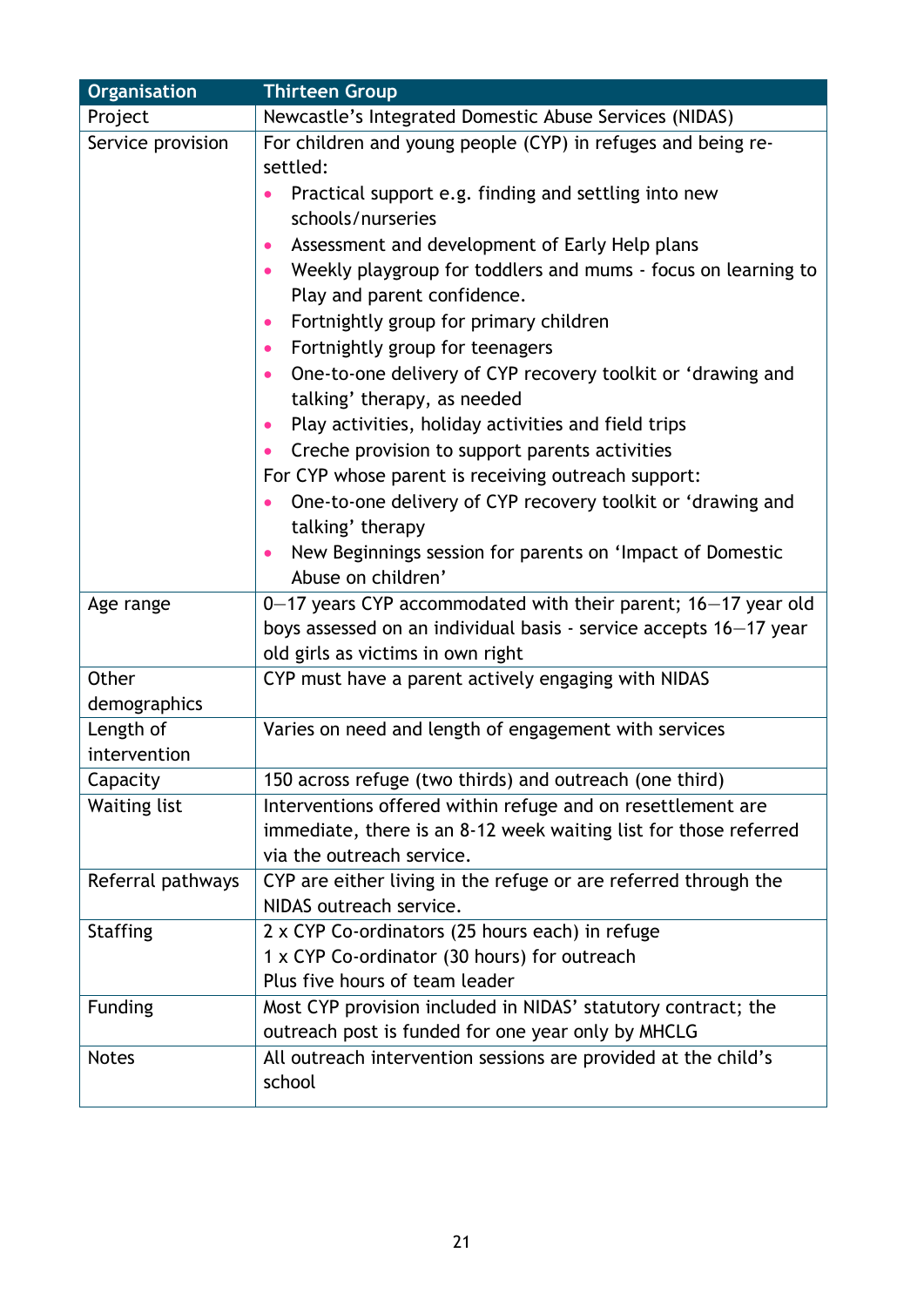| Organisation | Thirteen Group |
|---|---|
| Project | Newcastle's Integrated Domestic Abuse Services (NIDAS) |
| Service provision | For children and young people (CYP) in refuges and being re-settled:<br>• Practical support e.g. finding and settling into new schools/nurseries<br>• Assessment and development of Early Help plans<br>• Weekly playgroup for toddlers and mums - focus on learning to Play and parent confidence.<br>• Fortnightly group for primary children<br>• Fortnightly group for teenagers<br>• One-to-one delivery of CYP recovery toolkit or 'drawing and talking' therapy, as needed<br>• Play activities, holiday activities and field trips<br>• Creche provision to support parents activities<br>For CYP whose parent is receiving outreach support:<br>• One-to-one delivery of CYP recovery toolkit or 'drawing and talking' therapy<br>• New Beginnings session for parents on 'Impact of Domestic Abuse on children' |
| Age range | 0—17 years CYP accommodated with their parent; 16—17 year old boys assessed on an individual basis - service accepts 16—17 year old girls as victims in own right |
| Other demographics | CYP must have a parent actively engaging with NIDAS |
| Length of intervention | Varies on need and length of engagement with services |
| Capacity | 150 across refuge (two thirds) and outreach (one third) |
| Waiting list | Interventions offered within refuge and on resettlement are immediate, there is an 8-12 week waiting list for those referred via the outreach service. |
| Referral pathways | CYP are either living in the refuge or are referred through the NIDAS outreach service. |
| Staffing | 2 x CYP Co-ordinators (25 hours each) in refuge<br>1 x CYP Co-ordinator (30 hours) for outreach<br>Plus five hours of team leader |
| Funding | Most CYP provision included in NIDAS' statutory contract; the outreach post is funded for one year only by MHCLG |
| Notes | All outreach intervention sessions are provided at the child's school |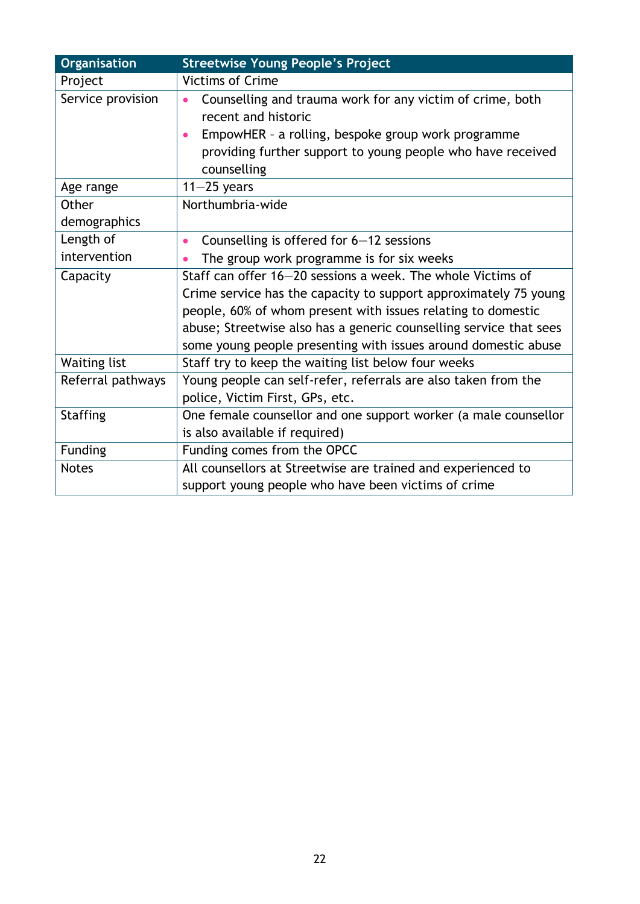| Organisation | Streetwise Young People's Project |
|---|---|
| Project | Victims of Crime |
| Service provision | • Counselling and trauma work for any victim of crime, both recent and historic<br>• EmpowHER – a rolling, bespoke group work programme providing further support to young people who have received counselling |
| Age range | 11—25 years |
| Other demographics | Northumbria-wide |
| Length of intervention | • Counselling is offered for 6—12 sessions<br>• The group work programme is for six weeks |
| Capacity | Staff can offer 16—20 sessions a week. The whole Victims of Crime service has the capacity to support approximately 75 young people, 60% of whom present with issues relating to domestic abuse; Streetwise also has a generic counselling service that sees some young people presenting with issues around domestic abuse |
| Waiting list | Staff try to keep the waiting list below four weeks |
| Referral pathways | Young people can self-refer, referrals are also taken from the police, Victim First, GPs, etc. |
| Staffing | One female counsellor and one support worker (a male counsellor is also available if required) |
| Funding | Funding comes from the OPCC |
| Notes | All counsellors at Streetwise are trained and experienced to support young people who have been victims of crime |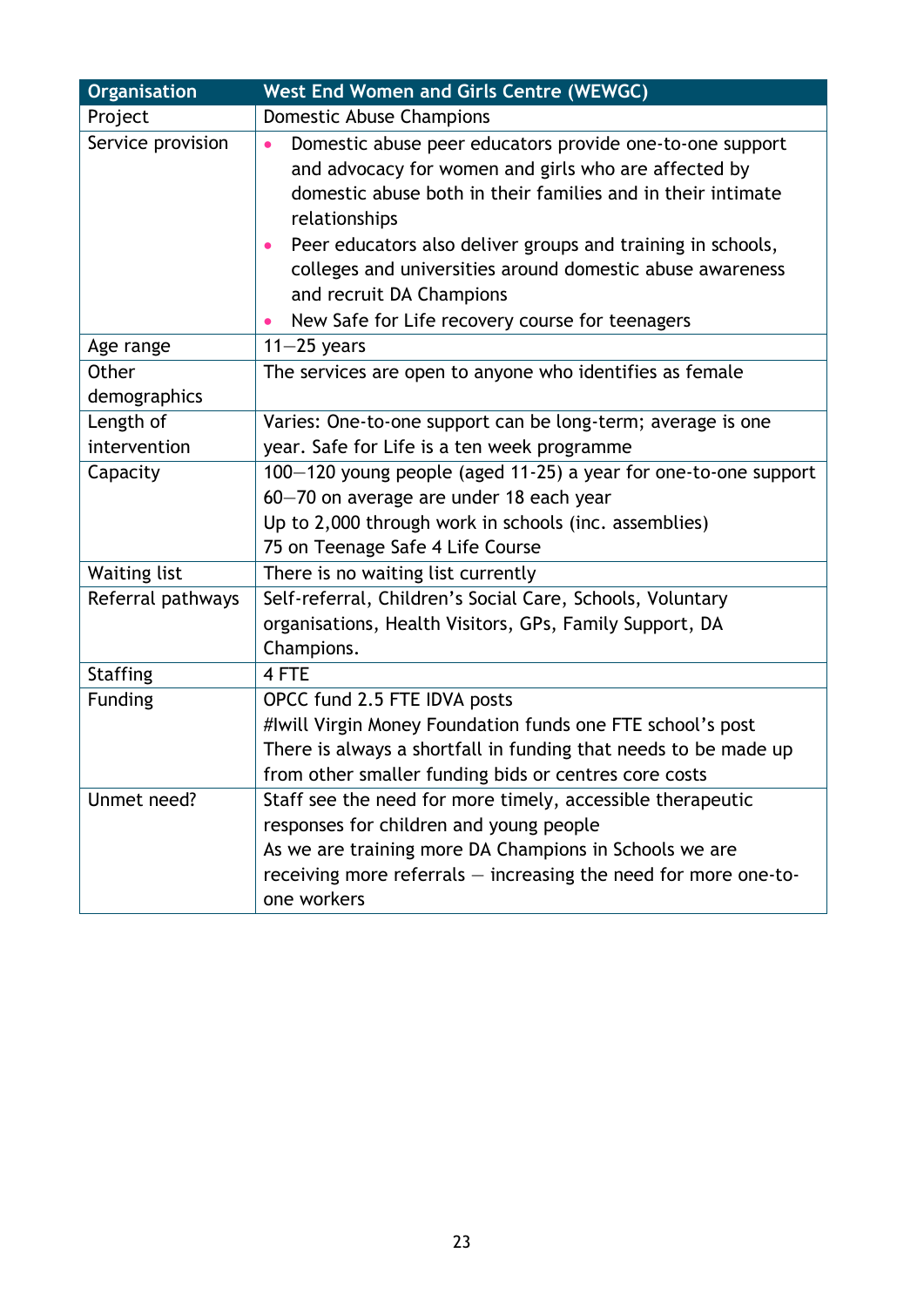| Organisation | West End Women and Girls Centre (WEWGC) |
| --- | --- |
| Project | Domestic Abuse Champions |
| Service provision | • Domestic abuse peer educators provide one-to-one support and advocacy for women and girls who are affected by domestic abuse both in their families and in their intimate relationships<br>• Peer educators also deliver groups and training in schools, colleges and universities around domestic abuse awareness and recruit DA Champions<br>• New Safe for Life recovery course for teenagers |
| Age range | 11—25 years |
| Other demographics | The services are open to anyone who identifies as female |
| Length of intervention | Varies: One-to-one support can be long-term; average is one year. Safe for Life is a ten week programme |
| Capacity | 100—120 young people (aged 11-25) a year for one-to-one support<br>60—70 on average are under 18 each year<br>Up to 2,000 through work in schools (inc. assemblies)<br>75 on Teenage Safe 4 Life Course |
| Waiting list | There is no waiting list currently |
| Referral pathways | Self-referral, Children's Social Care, Schools, Voluntary organisations, Health Visitors, GPs, Family Support, DA Champions. |
| Staffing | 4 FTE |
| Funding | OPCC fund 2.5 FTE IDVA posts<br>#Iwill Virgin Money Foundation funds one FTE school's post<br>There is always a shortfall in funding that needs to be made up from other smaller funding bids or centres core costs |
| Unmet need? | Staff see the need for more timely, accessible therapeutic responses for children and young people<br>As we are training more DA Champions in Schools we are receiving more referrals — increasing the need for more one-to-one workers |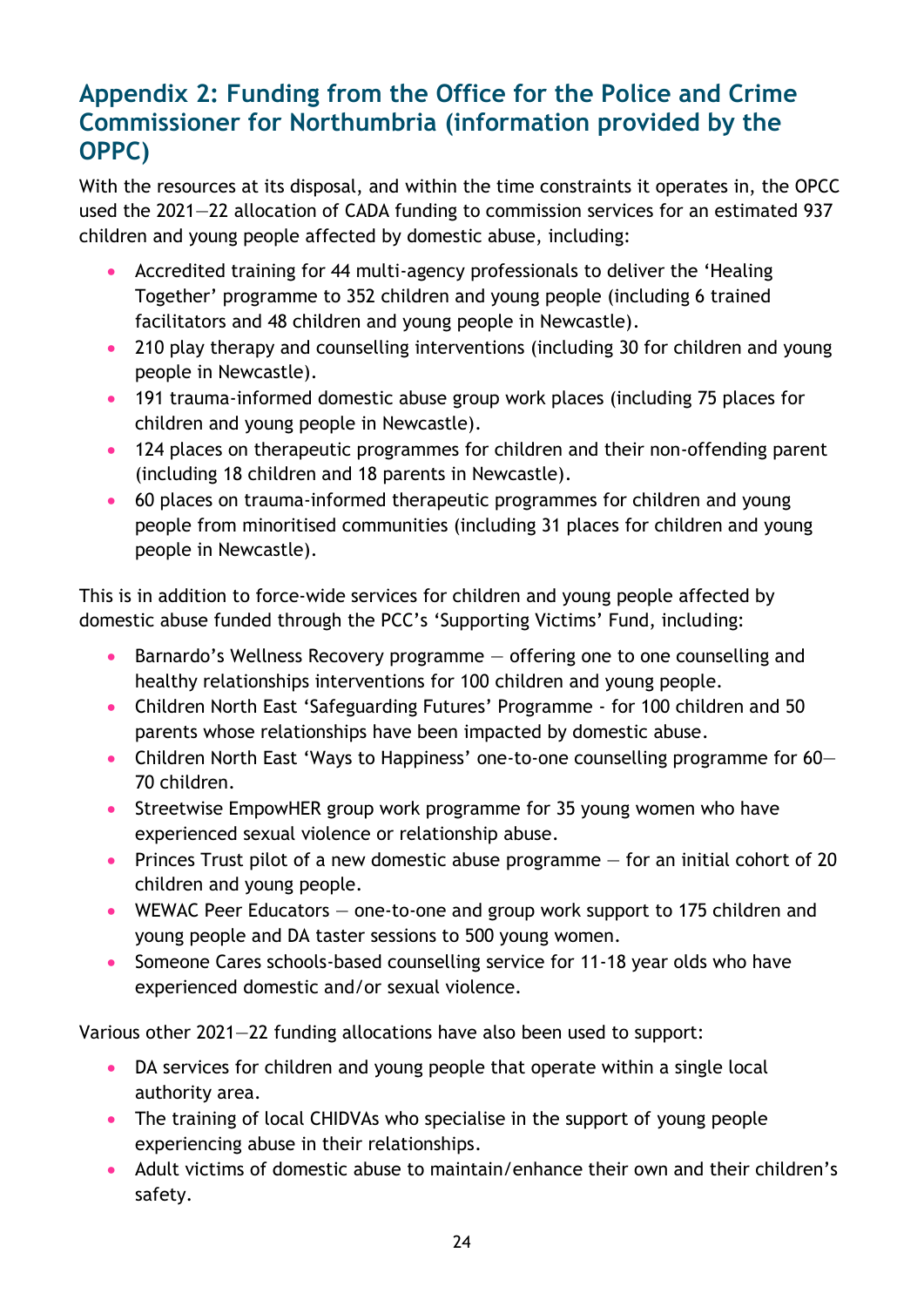## Appendix 2: Funding from the Office for the Police and Crime Commissioner for Northumbria (information provided by the OPPC)

With the resources at its disposal, and within the time constraints it operates in, the OPCC used the 2021—22 allocation of CADA funding to commission services for an estimated 937 children and young people affected by domestic abuse, including:

- Accredited training for 44 multi-agency professionals to deliver the 'Healing Together' programme to 352 children and young people (including 6 trained facilitators and 48 children and young people in Newcastle).
- 210 play therapy and counselling interventions (including 30 for children and young people in Newcastle).
- 191 trauma-informed domestic abuse group work places (including 75 places for children and young people in Newcastle).
- 124 places on therapeutic programmes for children and their non-offending parent (including 18 children and 18 parents in Newcastle).
- 60 places on trauma-informed therapeutic programmes for children and young people from minoritised communities (including 31 places for children and young people in Newcastle).

This is in addition to force-wide services for children and young people affected by domestic abuse funded through the PCC's 'Supporting Victims' Fund, including:

- Barnardo's Wellness Recovery programme — offering one to one counselling and healthy relationships interventions for 100 children and young people.
- Children North East 'Safeguarding Futures' Programme - for 100 children and 50 parents whose relationships have been impacted by domestic abuse.
- Children North East 'Ways to Happiness' one-to-one counselling programme for 60—70 children.
- Streetwise EmpowHER group work programme for 35 young women who have experienced sexual violence or relationship abuse.
- Princes Trust pilot of a new domestic abuse programme — for an initial cohort of 20 children and young people.
- WEWAC Peer Educators — one-to-one and group work support to 175 children and young people and DA taster sessions to 500 young women.
- Someone Cares schools-based counselling service for 11-18 year olds who have experienced domestic and/or sexual violence.

Various other 2021—22 funding allocations have also been used to support:

- DA services for children and young people that operate within a single local authority area.
- The training of local CHIDVAs who specialise in the support of young people experiencing abuse in their relationships.
- Adult victims of domestic abuse to maintain/enhance their own and their children's safety.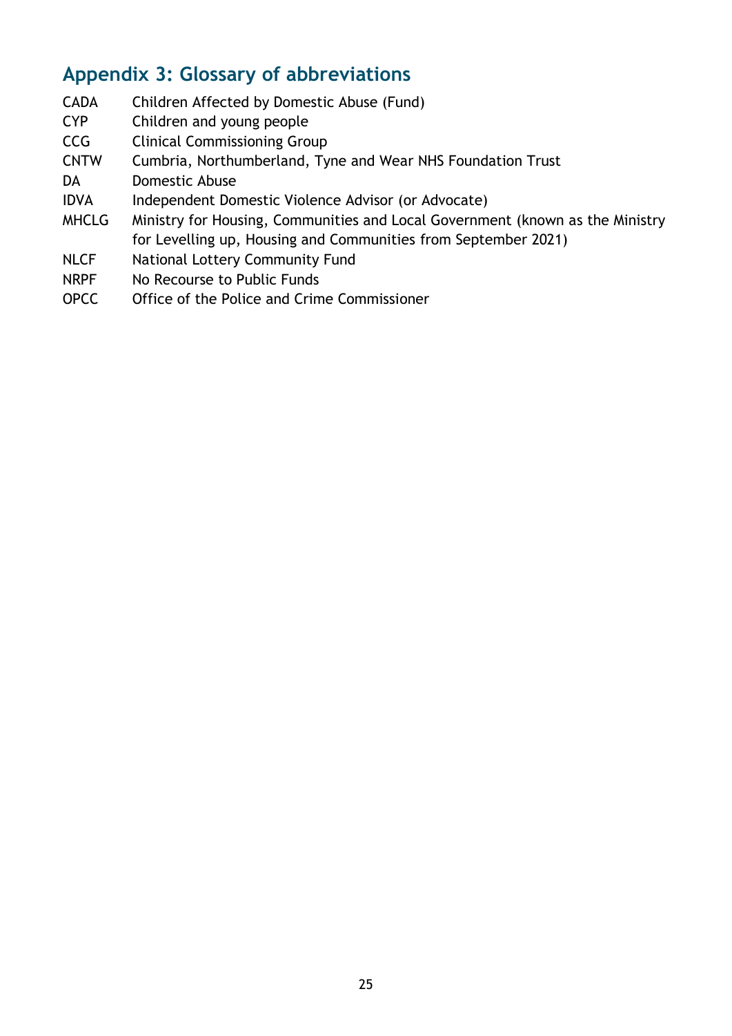## Appendix 3: Glossary of abbreviations

| | |
|---|---|
| CADA | Children Affected by Domestic Abuse (Fund) |
| CYP | Children and young people |
| CCG | Clinical Commissioning Group |
| CNTW | Cumbria, Northumberland, Tyne and Wear NHS Foundation Trust |
| DA | Domestic Abuse |
| IDVA | Independent Domestic Violence Advisor (or Advocate) |
| MHCLG | Ministry for Housing, Communities and Local Government (known as the Ministry for Levelling up, Housing and Communities from September 2021) |
| NLCF | National Lottery Community Fund |
| NRPF | No Recourse to Public Funds |
| OPCC | Office of the Police and Crime Commissioner |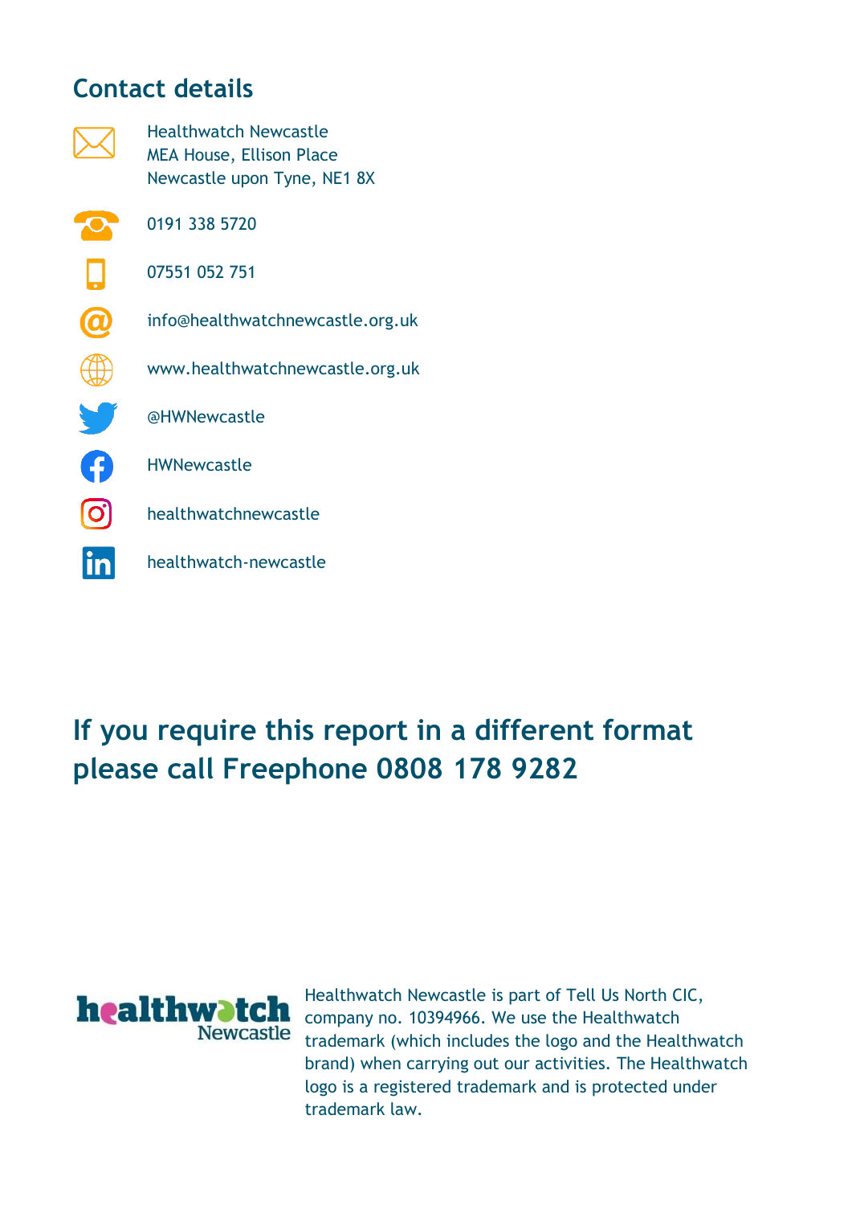## Contact details

Healthwatch Newcastle
MEA House, Ellison Place
Newcastle upon Tyne, NE1 8X

0191 338 5720

07551 052 751

info@healthwatchnewcastle.org.uk

www.healthwatchnewcastle.org.uk

@HWNewcastle

HWNewcastle

healthwatchnewcastle

healthwatch-newcastle

## If you require this report in a different format please call Freephone 0808 178 9282

Healthwatch Newcastle is part of Tell Us North CIC, company no. 10394966. We use the Healthwatch trademark (which includes the logo and the Healthwatch brand) when carrying out our activities. The Healthwatch logo is a registered trademark and is protected under trademark law.